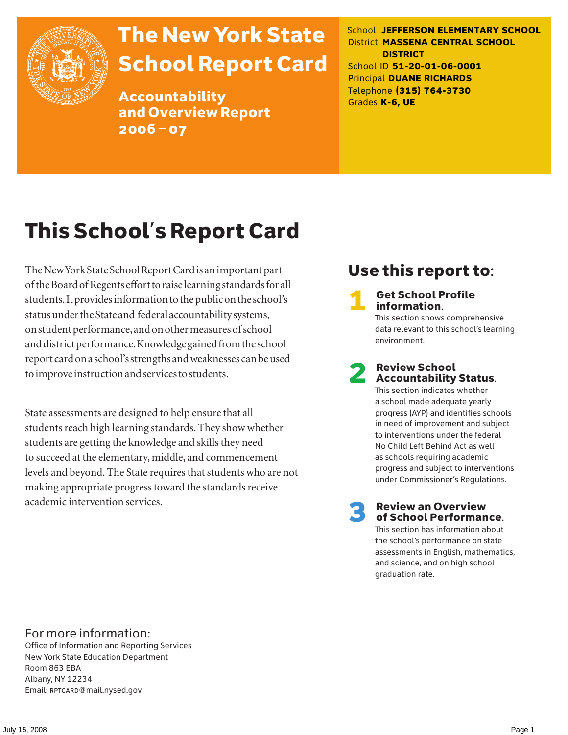# The New York State School Report Card

## Accountability and Overview Report 2006 – 07

School **JEFFERSON ELEMENTARY SCHOOL**
District **MASSENA CENTRAL SCHOOL DISTRICT**
School ID **51-20-01-06-0001**
Principal **DUANE RICHARDS**
Telephone **(315) 764-3730**
Grades **K-6, UE**

# This School's Report Card

The New York State School Report Card is an important part of the Board of Regents effort to raise learning standards for all students. It provides information to the public on the school's status under the State and federal accountability systems, on student performance, and on other measures of school and district performance. Knowledge gained from the school report card on a school's strengths and weaknesses can be used to improve instruction and services to students.

State assessments are designed to help ensure that all students reach high learning standards. They show whether students are getting the knowledge and skills they need to succeed at the elementary, middle, and commencement levels and beyond. The State requires that students who are not making appropriate progress toward the standards receive academic intervention services.

## Use this report to:

**1 Get School Profile information.**
This section shows comprehensive data relevant to this school's learning environment.

**2 Review School Accountability Status.**
This section indicates whether a school made adequate yearly progress (AYP) and identifies schools in need of improvement and subject to interventions under the federal No Child Left Behind Act as well as schools requiring academic progress and subject to interventions under Commissioner's Regulations.

**3 Review an Overview of School Performance.**
This section has information about the school's performance on state assessments in English, mathematics, and science, and on high school graduation rate.

For more information:
Office of Information and Reporting Services
New York State Education Department
Room 863 EBA
Albany, NY 12234
Email: RPTCARD@mail.nysed.gov

July 15, 2008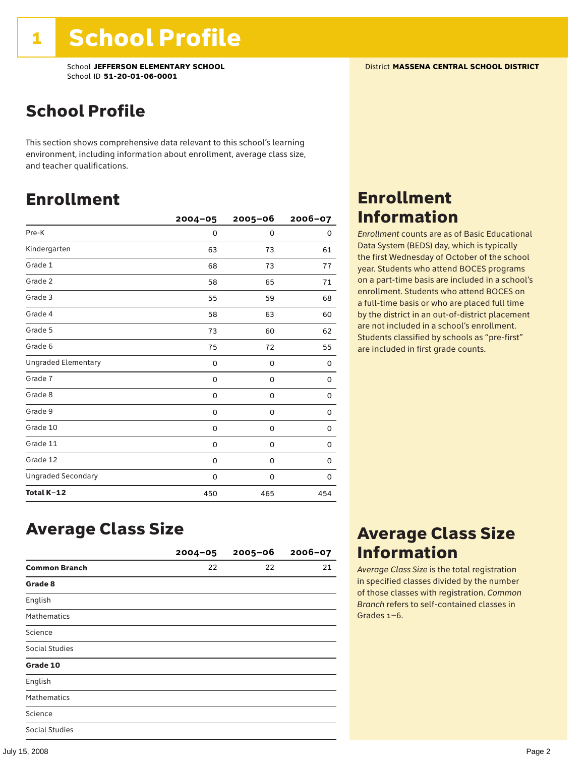# 1 School Profile

School **JEFFERSON ELEMENTARY SCHOOL**
School ID **51-20-01-06-0001**

District **MASSENA CENTRAL SCHOOL DISTRICT**

## School Profile

This section shows comprehensive data relevant to this school's learning environment, including information about enrollment, average class size, and teacher qualifications.

## Enrollment

| | 2004–05 | 2005–06 | 2006–07 |
|---|---|---|---|
| Pre-K | 0 | 0 | 0 |
| Kindergarten | 63 | 73 | 61 |
| Grade 1 | 68 | 73 | 77 |
| Grade 2 | 58 | 65 | 71 |
| Grade 3 | 55 | 59 | 68 |
| Grade 4 | 58 | 63 | 60 |
| Grade 5 | 73 | 60 | 62 |
| Grade 6 | 75 | 72 | 55 |
| Ungraded Elementary | 0 | 0 | 0 |
| Grade 7 | 0 | 0 | 0 |
| Grade 8 | 0 | 0 | 0 |
| Grade 9 | 0 | 0 | 0 |
| Grade 10 | 0 | 0 | 0 |
| Grade 11 | 0 | 0 | 0 |
| Grade 12 | 0 | 0 | 0 |
| Ungraded Secondary | 0 | 0 | 0 |
| **Total K–12** | 450 | 465 | 454 |

## Enrollment Information

*Enrollment* counts are as of Basic Educational Data System (BEDS) day, which is typically the first Wednesday of October of the school year. Students who attend BOCES programs on a part-time basis are included in a school's enrollment. Students who attend BOCES on a full-time basis or who are placed full time by the district in an out-of-district placement are not included in a school's enrollment. Students classified by schools as "pre-first" are included in first grade counts.

## Average Class Size

| | 2004–05 | 2005–06 | 2006–07 |
|---|---|---|---|
| **Common Branch** | 22 | 22 | 21 |
| **Grade 8** | | | |
| English | | | |
| Mathematics | | | |
| Science | | | |
| Social Studies | | | |
| **Grade 10** | | | |
| English | | | |
| Mathematics | | | |
| Science | | | |
| Social Studies | | | |

## Average Class Size Information

*Average Class Size* is the total registration in specified classes divided by the number of those classes with registration. *Common Branch* refers to self-contained classes in Grades 1–6.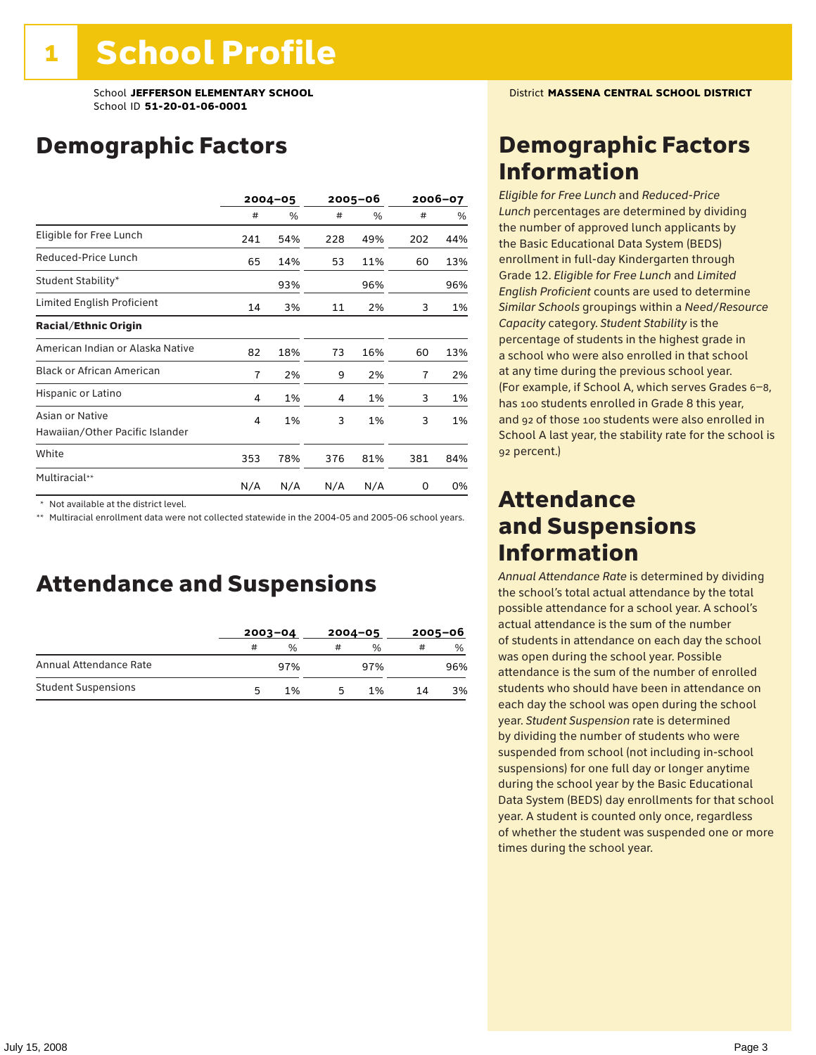# 1 School Profile

School **JEFFERSON ELEMENTARY SCHOOL**
School ID **51-20-01-06-0001**

District **MASSENA CENTRAL SCHOOL DISTRICT**

## Demographic Factors

| | 2004–05 | | 2005–06 | | 2006–07 | |
|---|---|---|---|---|---|---|
| | # | % | # | % | # | % |
| Eligible for Free Lunch | 241 | 54% | 228 | 49% | 202 | 44% |
| Reduced-Price Lunch | 65 | 14% | 53 | 11% | 60 | 13% |
| Student Stability* | | 93% | | 96% | | 96% |
| Limited English Proficient | 14 | 3% | 11 | 2% | 3 | 1% |
| **Racial/Ethnic Origin** | | | | | | |
| American Indian or Alaska Native | 82 | 18% | 73 | 16% | 60 | 13% |
| Black or African American | 7 | 2% | 9 | 2% | 7 | 2% |
| Hispanic or Latino | 4 | 1% | 4 | 1% | 3 | 1% |
| Asian or Native Hawaiian/Other Pacific Islander | 4 | 1% | 3 | 1% | 3 | 1% |
| White | 353 | 78% | 376 | 81% | 381 | 84% |
| Multiracial** | N/A | N/A | N/A | N/A | 0 | 0% |

\* Not available at the district level.
\** Multiracial enrollment data were not collected statewide in the 2004-05 and 2005-06 school years.

## Attendance and Suspensions

| | 2003–04 | | 2004–05 | | 2005–06 | |
|---|---|---|---|---|---|---|
| | # | % | # | % | # | % |
| Annual Attendance Rate | | 97% | | 97% | | 96% |
| Student Suspensions | 5 | 1% | 5 | 1% | 14 | 3% |

## Demographic Factors Information

*Eligible for Free Lunch* and *Reduced-Price Lunch* percentages are determined by dividing the number of approved lunch applicants by the Basic Educational Data System (BEDS) enrollment in full-day Kindergarten through Grade 12. *Eligible for Free Lunch* and *Limited English Proficient* counts are used to determine *Similar Schools* groupings within a *Need/Resource Capacity* category. *Student Stability* is the percentage of students in the highest grade in a school who were also enrolled in that school at any time during the previous school year. (For example, if School A, which serves Grades 6–8, has 100 students enrolled in Grade 8 this year, and 92 of those 100 students were also enrolled in School A last year, the stability rate for the school is 92 percent.)

## Attendance and Suspensions Information

*Annual Attendance Rate* is determined by dividing the school's total actual attendance by the total possible attendance for a school year. A school's actual attendance is the sum of the number of students in attendance on each day the school was open during the school year. Possible attendance is the sum of the number of enrolled students who should have been in attendance on each day the school was open during the school year. *Student Suspension* rate is determined by dividing the number of students who were suspended from school (not including in-school suspensions) for one full day or longer anytime during the school year by the Basic Educational Data System (BEDS) day enrollments for that school year. A student is counted only once, regardless of whether the student was suspended one or more times during the school year.

July 15, 2008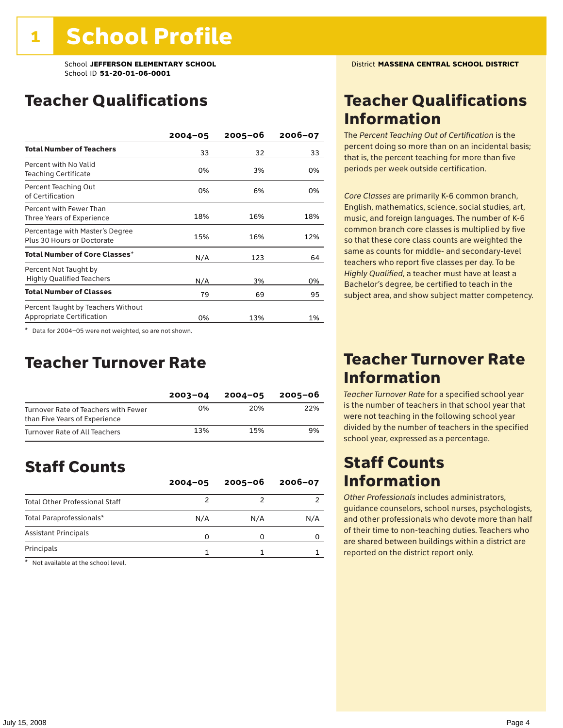# 1 School Profile

School **JEFFERSON ELEMENTARY SCHOOL**
School ID **51-20-01-06-0001**

District **MASSENA CENTRAL SCHOOL DISTRICT**

## Teacher Qualifications

| | 2004–05 | 2005–06 | 2006–07 |
|---|---|---|---|
| **Total Number of Teachers** | 33 | 32 | 33 |
| Percent with No Valid Teaching Certificate | 0% | 3% | 0% |
| Percent Teaching Out of Certification | 0% | 6% | 0% |
| Percent with Fewer Than Three Years of Experience | 18% | 16% | 18% |
| Percentage with Master's Degree Plus 30 Hours or Doctorate | 15% | 16% | 12% |
| **Total Number of Core Classes*** | N/A | 123 | 64 |
| Percent Not Taught by Highly Qualified Teachers | N/A | 3% | 0% |
| **Total Number of Classes** | 79 | 69 | 95 |
| Percent Taught by Teachers Without Appropriate Certification | 0% | 13% | 1% |

* Data for 2004–05 were not weighted, so are not shown.

## Teacher Qualifications Information

The *Percent Teaching Out of Certification* is the percent doing so more than on an incidental basis; that is, the percent teaching for more than five periods per week outside certification.

*Core Classes* are primarily K-6 common branch, English, mathematics, science, social studies, art, music, and foreign languages. The number of K-6 common branch core classes is multiplied by five so that these core class counts are weighted the same as counts for middle- and secondary-level teachers who report five classes per day. To be *Highly Qualified*, a teacher must have at least a Bachelor's degree, be certified to teach in the subject area, and show subject matter competency.

## Teacher Turnover Rate

| | 2003–04 | 2004–05 | 2005–06 |
|---|---|---|---|
| Turnover Rate of Teachers with Fewer than Five Years of Experience | 0% | 20% | 22% |
| Turnover Rate of All Teachers | 13% | 15% | 9% |

## Teacher Turnover Rate Information

*Teacher Turnover Rate* for a specified school year is the number of teachers in that school year that were not teaching in the following school year divided by the number of teachers in the specified school year, expressed as a percentage.

## Staff Counts

| | 2004–05 | 2005–06 | 2006–07 |
|---|---|---|---|
| Total Other Professional Staff | 2 | 2 | 2 |
| Total Paraprofessionals* | N/A | N/A | N/A |
| Assistant Principals | 0 | 0 | 0 |
| Principals | 1 | 1 | 1 |

* Not available at the school level.

## Staff Counts Information

*Other Professionals* includes administrators, guidance counselors, school nurses, psychologists, and other professionals who devote more than half of their time to non-teaching duties. Teachers who are shared between buildings within a district are reported on the district report only.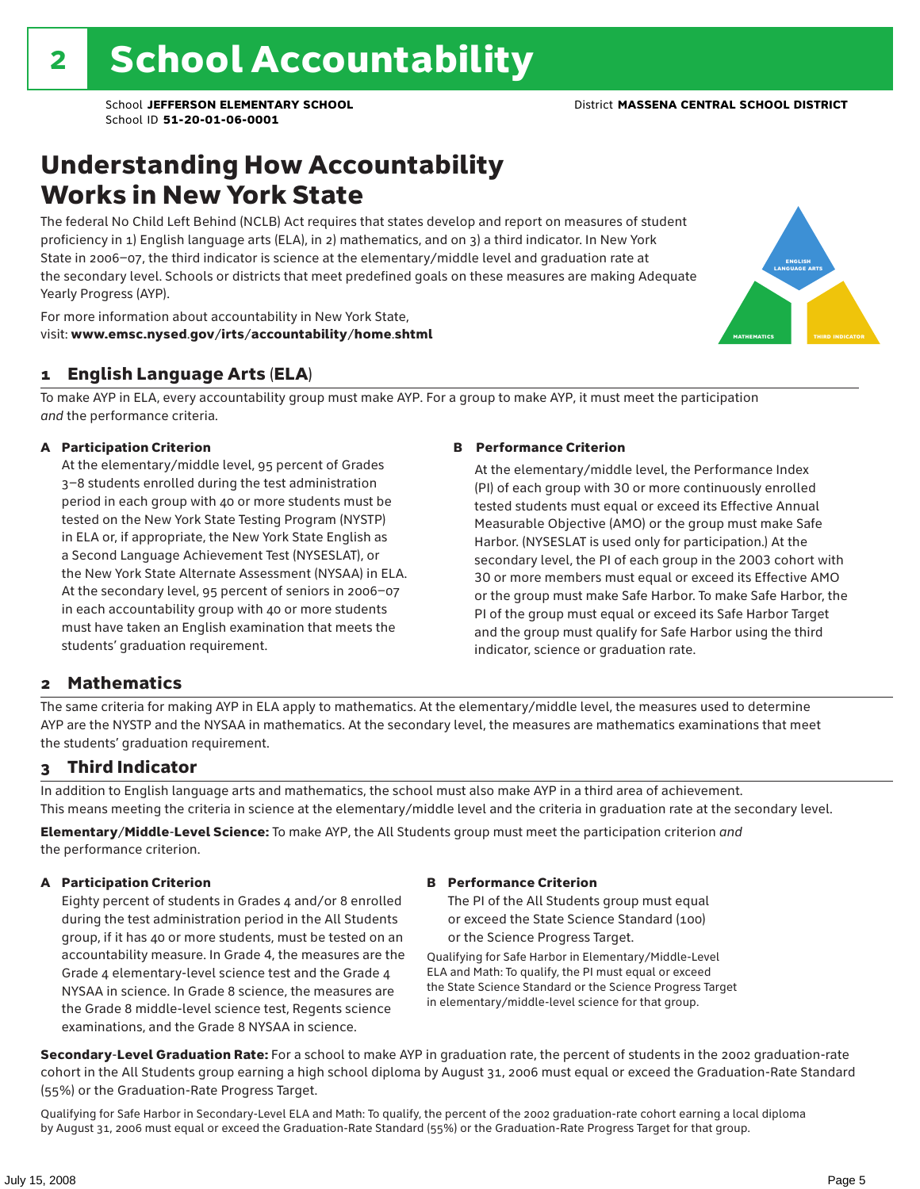# 2 School Accountability

School **JEFFERSON ELEMENTARY SCHOOL**
School ID **51-20-01-06-0001**
District **MASSENA CENTRAL SCHOOL DISTRICT**

## Understanding How Accountability Works in New York State

The federal No Child Left Behind (NCLB) Act requires that states develop and report on measures of student proficiency in 1) English language arts (ELA), in 2) mathematics, and on 3) a third indicator. In New York State in 2006–07, the third indicator is science at the elementary/middle level and graduation rate at the secondary level. Schools or districts that meet predefined goals on these measures are making Adequate Yearly Progress (AYP).

For more information about accountability in New York State, visit: **www.emsc.nysed.gov/irts/accountability/home.shtml**

ENGLISH LANGUAGE ARTS
MATHEMATICS
THIRD INDICATOR

### 1 English Language Arts (ELA)

To make AYP in ELA, every accountability group must make AYP. For a group to make AYP, it must meet the participation *and* the performance criteria.

**A Participation Criterion**

At the elementary/middle level, 95 percent of Grades 3–8 students enrolled during the test administration period in each group with 40 or more students must be tested on the New York State Testing Program (NYSTP) in ELA or, if appropriate, the New York State English as a Second Language Achievement Test (NYSESLAT), or the New York State Alternate Assessment (NYSAA) in ELA. At the secondary level, 95 percent of seniors in 2006–07 in each accountability group with 40 or more students must have taken an English examination that meets the students' graduation requirement.

**B Performance Criterion**

At the elementary/middle level, the Performance Index (PI) of each group with 30 or more continuously enrolled tested students must equal or exceed its Effective Annual Measurable Objective (AMO) or the group must make Safe Harbor. (NYSESLAT is used only for participation.) At the secondary level, the PI of each group in the 2003 cohort with 30 or more members must equal or exceed its Effective AMO or the group must make Safe Harbor. To make Safe Harbor, the PI of the group must equal or exceed its Safe Harbor Target and the group must qualify for Safe Harbor using the third indicator, science or graduation rate.

### 2 Mathematics

The same criteria for making AYP in ELA apply to mathematics. At the elementary/middle level, the measures used to determine AYP are the NYSTP and the NYSAA in mathematics. At the secondary level, the measures are mathematics examinations that meet the students' graduation requirement.

### 3 Third Indicator

In addition to English language arts and mathematics, the school must also make AYP in a third area of achievement. This means meeting the criteria in science at the elementary/middle level and the criteria in graduation rate at the secondary level.

**Elementary/Middle-Level Science:** To make AYP, the All Students group must meet the participation criterion *and* the performance criterion.

**A Participation Criterion**

Eighty percent of students in Grades 4 and/or 8 enrolled during the test administration period in the All Students group, if it has 40 or more students, must be tested on an accountability measure. In Grade 4, the measures are the Grade 4 elementary-level science test and the Grade 4 NYSAA in science. In Grade 8 science, the measures are the Grade 8 middle-level science test, Regents science examinations, and the Grade 8 NYSAA in science.

**B Performance Criterion**

The PI of the All Students group must equal or exceed the State Science Standard (100) or the Science Progress Target.

Qualifying for Safe Harbor in Elementary/Middle-Level ELA and Math: To qualify, the PI must equal or exceed the State Science Standard or the Science Progress Target in elementary/middle-level science for that group.

**Secondary-Level Graduation Rate:** For a school to make AYP in graduation rate, the percent of students in the 2002 graduation-rate cohort in the All Students group earning a high school diploma by August 31, 2006 must equal or exceed the Graduation-Rate Standard (55%) or the Graduation-Rate Progress Target.

Qualifying for Safe Harbor in Secondary-Level ELA and Math: To qualify, the percent of the 2002 graduation-rate cohort earning a local diploma by August 31, 2006 must equal or exceed the Graduation-Rate Standard (55%) or the Graduation-Rate Progress Target for that group.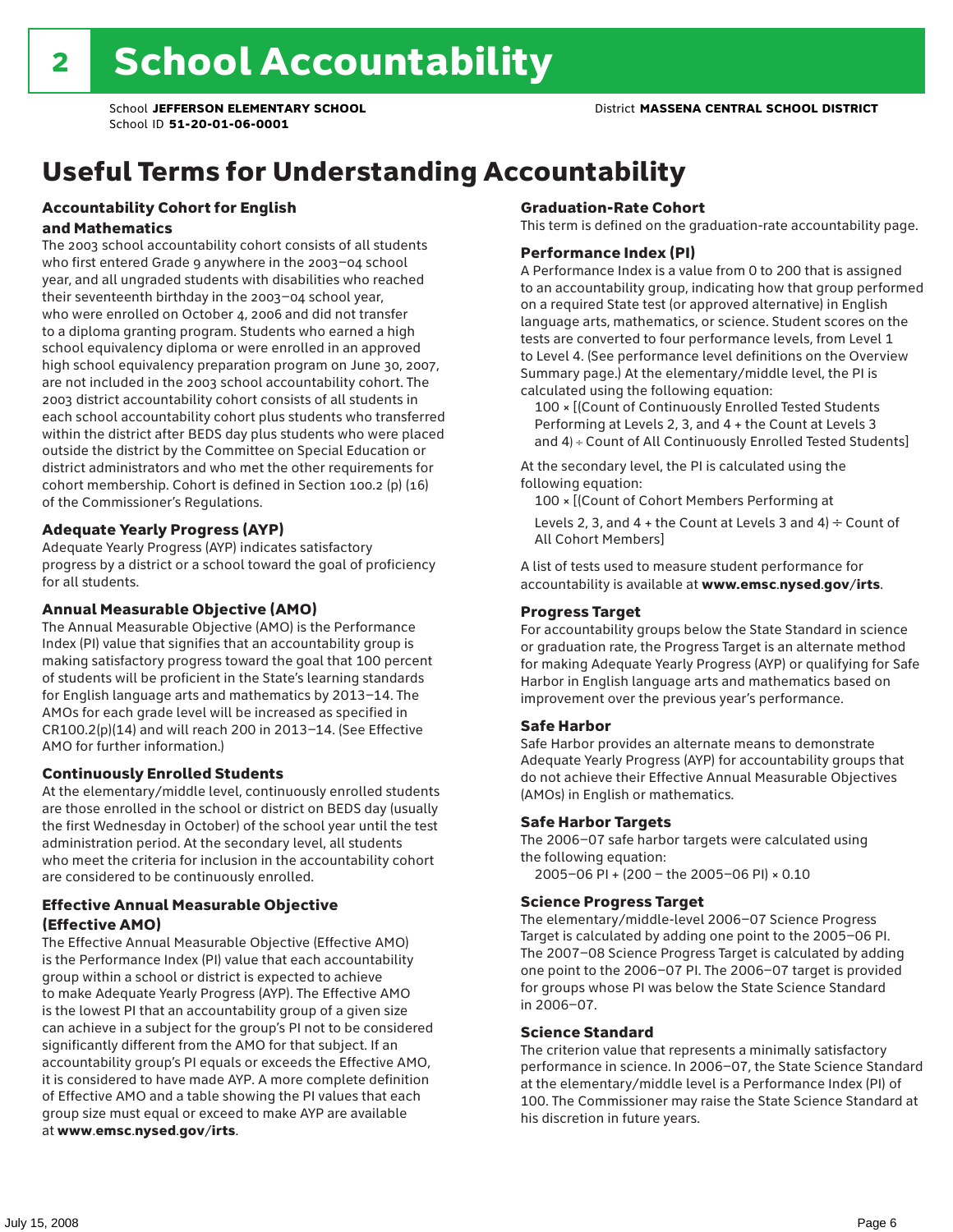# 2 School Accountability

School **JEFFERSON ELEMENTARY SCHOOL**
School ID **51-20-01-06-0001**

District **MASSENA CENTRAL SCHOOL DISTRICT**

## Useful Terms for Understanding Accountability

### Accountability Cohort for English and Mathematics

The 2003 school accountability cohort consists of all students who first entered Grade 9 anywhere in the 2003–04 school year, and all ungraded students with disabilities who reached their seventeenth birthday in the 2003–04 school year, who were enrolled on October 4, 2006 and did not transfer to a diploma granting program. Students who earned a high school equivalency diploma or were enrolled in an approved high school equivalency preparation program on June 30, 2007, are not included in the 2003 school accountability cohort. The 2003 district accountability cohort consists of all students in each school accountability cohort plus students who transferred within the district after BEDS day plus students who were placed outside the district by the Committee on Special Education or district administrators and who met the other requirements for cohort membership. Cohort is defined in Section 100.2 (p) (16) of the Commissioner's Regulations.

### Adequate Yearly Progress (AYP)

Adequate Yearly Progress (AYP) indicates satisfactory progress by a district or a school toward the goal of proficiency for all students.

### Annual Measurable Objective (AMO)

The Annual Measurable Objective (AMO) is the Performance Index (PI) value that signifies that an accountability group is making satisfactory progress toward the goal that 100 percent of students will be proficient in the State's learning standards for English language arts and mathematics by 2013–14. The AMOs for each grade level will be increased as specified in CR100.2(p)(14) and will reach 200 in 2013–14. (See Effective AMO for further information.)

### Continuously Enrolled Students

At the elementary/middle level, continuously enrolled students are those enrolled in the school or district on BEDS day (usually the first Wednesday in October) of the school year until the test administration period. At the secondary level, all students who meet the criteria for inclusion in the accountability cohort are considered to be continuously enrolled.

### Effective Annual Measurable Objective (Effective AMO)

The Effective Annual Measurable Objective (Effective AMO) is the Performance Index (PI) value that each accountability group within a school or district is expected to achieve to make Adequate Yearly Progress (AYP). The Effective AMO is the lowest PI that an accountability group of a given size can achieve in a subject for the group's PI not to be considered significantly different from the AMO for that subject. If an accountability group's PI equals or exceeds the Effective AMO, it is considered to have made AYP. A more complete definition of Effective AMO and a table showing the PI values that each group size must equal or exceed to make AYP are available at **www.emsc.nysed.gov/irts**.

### Graduation-Rate Cohort

This term is defined on the graduation-rate accountability page.

### Performance Index (PI)

A Performance Index is a value from 0 to 200 that is assigned to an accountability group, indicating how that group performed on a required State test (or approved alternative) in English language arts, mathematics, or science. Student scores on the tests are converted to four performance levels, from Level 1 to Level 4. (See performance level definitions on the Overview Summary page.) At the elementary/middle level, the PI is calculated using the following equation:

100 × [(Count of Continuously Enrolled Tested Students Performing at Levels 2, 3, and 4 + the Count at Levels 3 and 4) ÷ Count of All Continuously Enrolled Tested Students]

At the secondary level, the PI is calculated using the following equation:

100 × [(Count of Cohort Members Performing at Levels 2, 3, and 4 + the Count at Levels 3 and 4) ÷ Count of All Cohort Members]

A list of tests used to measure student performance for accountability is available at **www.emsc.nysed.gov/irts**.

### Progress Target

For accountability groups below the State Standard in science or graduation rate, the Progress Target is an alternate method for making Adequate Yearly Progress (AYP) or qualifying for Safe Harbor in English language arts and mathematics based on improvement over the previous year's performance.

### Safe Harbor

Safe Harbor provides an alternate means to demonstrate Adequate Yearly Progress (AYP) for accountability groups that do not achieve their Effective Annual Measurable Objectives (AMOs) in English or mathematics.

### Safe Harbor Targets

The 2006–07 safe harbor targets were calculated using the following equation:

2005–06 PI + (200 – the 2005–06 PI) × 0.10

### Science Progress Target

The elementary/middle-level 2006–07 Science Progress Target is calculated by adding one point to the 2005–06 PI. The 2007–08 Science Progress Target is calculated by adding one point to the 2006–07 PI. The 2006–07 target is provided for groups whose PI was below the State Science Standard in 2006–07.

### Science Standard

The criterion value that represents a minimally satisfactory performance in science. In 2006–07, the State Science Standard at the elementary/middle level is a Performance Index (PI) of 100. The Commissioner may raise the State Science Standard at his discretion in future years.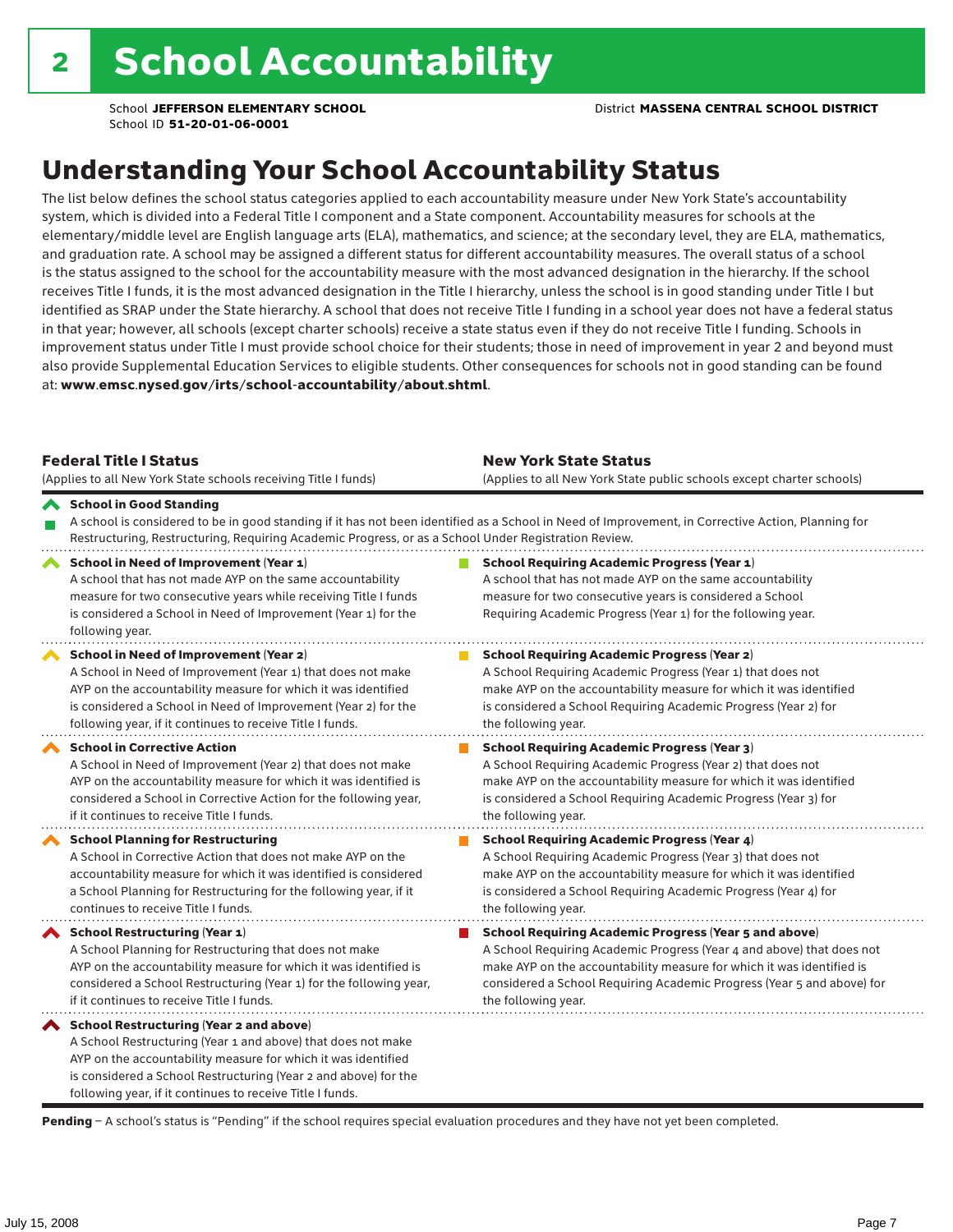# 2 School Accountability

School **JEFFERSON ELEMENTARY SCHOOL**
School ID **51-20-01-06-0001**

District **MASSENA CENTRAL SCHOOL DISTRICT**

## Understanding Your School Accountability Status

The list below defines the school status categories applied to each accountability measure under New York State's accountability system, which is divided into a Federal Title I component and a State component. Accountability measures for schools at the elementary/middle level are English language arts (ELA), mathematics, and science; at the secondary level, they are ELA, mathematics, and graduation rate. A school may be assigned a different status for different accountability measures. The overall status of a school is the status assigned to the school for the accountability measure with the most advanced designation in the hierarchy. If the school receives Title I funds, it is the most advanced designation in the Title I hierarchy, unless the school is in good standing under Title I but identified as SRAP under the State hierarchy. A school that does not receive Title I funding in a school year does not have a federal status in that year; however, all schools (except charter schools) receive a state status even if they do not receive Title I funding. Schools in improvement status under Title I must provide school choice for their students; those in need of improvement in year 2 and beyond must also provide Supplemental Education Services to eligible students. Other consequences for schools not in good standing can be found at: **www.emsc.nysed.gov/irts/school-accountability/about.shtml**.

| **Federal Title I Status** (Applies to all New York State schools receiving Title I funds) | **New York State Status** (Applies to all New York State public schools except charter schools) |
|---|---|
| **School in Good Standing** A school is considered to be in good standing if it has not been identified as a School in Need of Improvement, in Corrective Action, Planning for Restructuring, Restructuring, Requiring Academic Progress, or as a School Under Registration Review. | |
| **School in Need of Improvement (Year 1)** A school that has not made AYP on the same accountability measure for two consecutive years while receiving Title I funds is considered a School in Need of Improvement (Year 1) for the following year. | **School Requiring Academic Progress (Year 1)** A school that has not made AYP on the same accountability measure for two consecutive years is considered a School Requiring Academic Progress (Year 1) for the following year. |
| **School in Need of Improvement (Year 2)** A School in Need of Improvement (Year 1) that does not make AYP on the accountability measure for which it was identified is considered a School in Need of Improvement (Year 2) for the following year, if it continues to receive Title I funds. | **School Requiring Academic Progress (Year 2)** A School Requiring Academic Progress (Year 1) that does not make AYP on the accountability measure for which it was identified is considered a School Requiring Academic Progress (Year 2) for the following year. |
| **School in Corrective Action** A School in Need of Improvement (Year 2) that does not make AYP on the accountability measure for which it was identified is considered a School in Corrective Action for the following year, if it continues to receive Title I funds. | **School Requiring Academic Progress (Year 3)** A School Requiring Academic Progress (Year 2) that does not make AYP on the accountability measure for which it was identified is considered a School Requiring Academic Progress (Year 3) for the following year. |
| **School Planning for Restructuring** A School in Corrective Action that does not make AYP on the accountability measure for which it was identified is considered a School Planning for Restructuring for the following year, if it continues to receive Title I funds. | **School Requiring Academic Progress (Year 4)** A School Requiring Academic Progress (Year 3) that does not make AYP on the accountability measure for which it was identified is considered a School Requiring Academic Progress (Year 4) for the following year. |
| **School Restructuring (Year 1)** A School Planning for Restructuring that does not make AYP on the accountability measure for which it was identified is considered a School Restructuring (Year 1) for the following year, if it continues to receive Title I funds. | **School Requiring Academic Progress (Year 5 and above)** A School Requiring Academic Progress (Year 4 and above) that does not make AYP on the accountability measure for which it was identified is considered a School Requiring Academic Progress (Year 5 and above) for the following year. |
| **School Restructuring (Year 2 and above)** A School Restructuring (Year 1 and above) that does not make AYP on the accountability measure for which it was identified is considered a School Restructuring (Year 2 and above) for the following year, if it continues to receive Title I funds. | |

**Pending** – A school's status is "Pending" if the school requires special evaluation procedures and they have not yet been completed.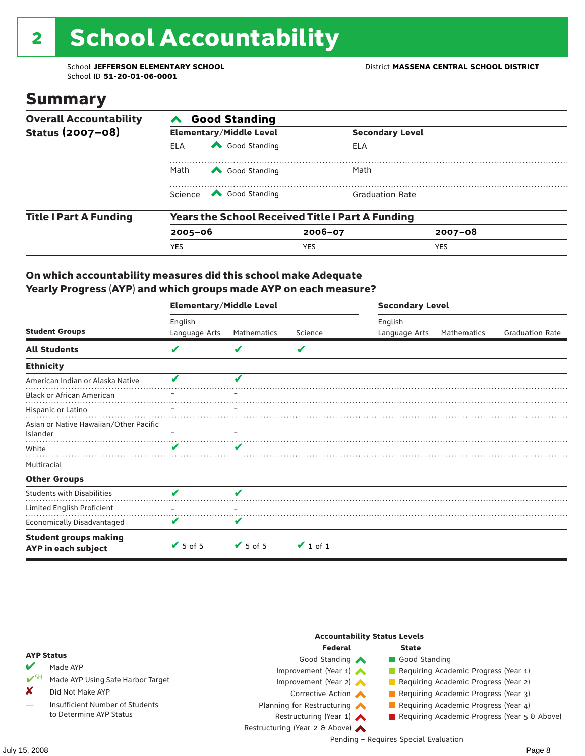# 2 School Accountability

School **JEFFERSON ELEMENTARY SCHOOL**
School ID **51-20-01-06-0001**

District **MASSENA CENTRAL SCHOOL DISTRICT**

## Summary

**Overall Accountability Status (2007–08)**

**Good Standing**

| Elementary/Middle Level | | Secondary Level | |
|---|---|---|---|
| ELA | Good Standing | ELA | |
| Math | Good Standing | Math | |
| Science | Good Standing | Graduation Rate | |

**Title I Part A Funding**

**Years the School Received Title I Part A Funding**

| 2005–06 | 2006–07 | 2007–08 |
|---|---|---|
| YES | YES | YES |

### On which accountability measures did this school make Adequate Yearly Progress (AYP) and which groups made AYP on each measure?

| | Elementary/Middle Level | | | Secondary Level | | |
|---|---|---|---|---|---|---|
| **Student Groups** | English Language Arts | Mathematics | Science | English Language Arts | Mathematics | Graduation Rate |
| **All Students** | ✔ | ✔ | ✔ | | | |
| **Ethnicity** | | | | | | |
| American Indian or Alaska Native | ✔ | ✔ | | | | |
| Black or African American | – | – | | | | |
| Hispanic or Latino | – | – | | | | |
| Asian or Native Hawaiian/Other Pacific Islander | – | – | | | | |
| White | ✔ | ✔ | | | | |
| Multiracial | | | | | | |
| **Other Groups** | | | | | | |
| Students with Disabilities | ✔ | ✔ | | | | |
| Limited English Proficient | – | – | | | | |
| Economically Disadvantaged | ✔ | ✔ | | | | |
| **Student groups making AYP in each subject** | ✔ 5 of 5 | ✔ 5 of 5 | ✔ 1 of 1 | | | |

**AYP Status**

- ✔ Made AYP
- ✔SH Made AYP Using Safe Harbor Target
- ✘ Did Not Make AYP
- — Insufficient Number of Students to Determine AYP Status

**Accountability Status Levels**

| Federal | State |
|---|---|
| Good Standing | Good Standing |
| Improvement (Year 1) | Requiring Academic Progress (Year 1) |
| Improvement (Year 2) | Requiring Academic Progress (Year 2) |
| Corrective Action | Requiring Academic Progress (Year 3) |
| Planning for Restructuring | Requiring Academic Progress (Year 4) |
| Restructuring (Year 1) | Requiring Academic Progress (Year 5 & Above) |
| Restructuring (Year 2 & Above) | |

Pending – Requires Special Evaluation

July 15, 2008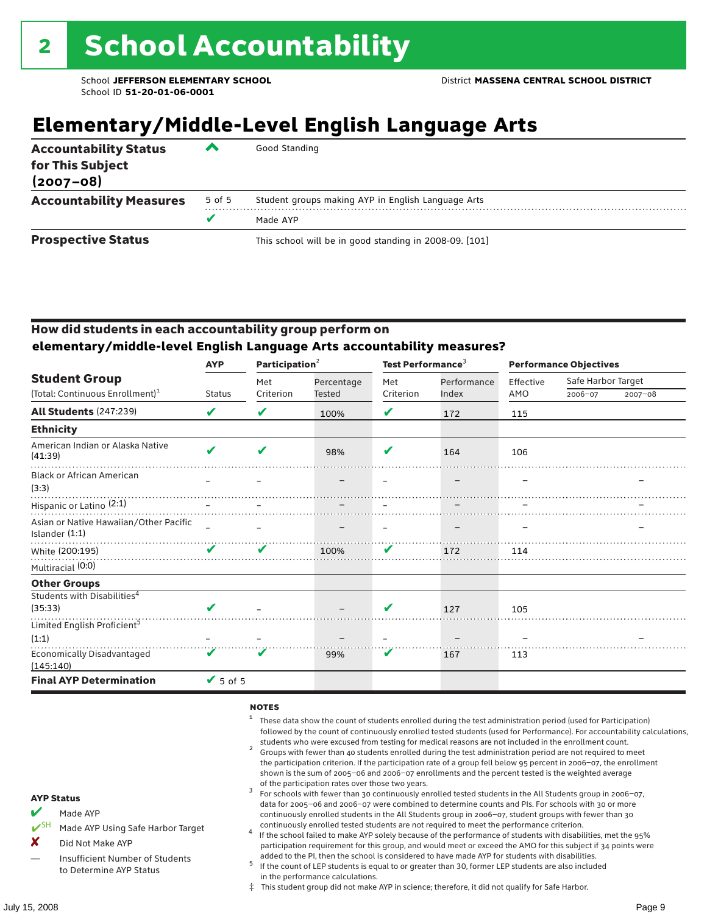# 2 School Accountability

School **JEFFERSON ELEMENTARY SCHOOL**
School ID **51-20-01-06-0001**

District **MASSENA CENTRAL SCHOOL DISTRICT**

## Elementary/Middle-Level English Language Arts

| | | |
|---|---|---|
| **Accountability Status for This Subject (2007–08)** | ^ | Good Standing |
| **Accountability Measures** | 5 of 5 | Student groups making AYP in English Language Arts |
| | ✔ | Made AYP |
| **Prospective Status** | | This school will be in good standing in 2008-09. [101] |

### How did students in each accountability group perform on elementary/middle-level English Language Arts accountability measures?

| Student Group (Total: Continuous Enrollment)[1] | AYP Status | Participation[2] Met Criterion | Participation[2] Percentage Tested | Test Performance[3] Met Criterion | Test Performance[3] Performance Index | Performance Objectives Effective AMO | Safe Harbor Target 2006–07 | Safe Harbor Target 2007–08 |
|---|---|---|---|---|---|---|---|---|
| **All Students** (247:239) | ✔ | ✔ | 100% | ✔ | 172 | 115 | | |
| **Ethnicity** | | | | | | | | |
| American Indian or Alaska Native (41:39) | ✔ | ✔ | 98% | ✔ | 164 | 106 | | |
| Black or African American (3:3) | – | – | – | – | – | – | | – |
| Hispanic or Latino (2:1) | – | – | – | – | – | – | | – |
| Asian or Native Hawaiian/Other Pacific Islander (1:1) | – | – | – | – | – | – | | – |
| White (200:195) | ✔ | ✔ | 100% | ✔ | 172 | 114 | | |
| Multiracial (0:0) | | | | | | | | |
| **Other Groups** | | | | | | | | |
| Students with Disabilities[4] (35:33) | ✔ | – | – | ✔ | 127 | 105 | | |
| Limited English Proficient[5] (1:1) | – | – | – | – | – | – | | – |
| Economically Disadvantaged (145:140) | ✔ | ✔ | 99% | ✔ | 167 | 113 | | |
| **Final AYP Determination** | ✔ 5 of 5 | | | | | | | |

**AYP Status**

- ✔ Made AYP
- ✔SH Made AYP Using Safe Harbor Target
- ✘ Did Not Make AYP
- — Insufficient Number of Students to Determine AYP Status

**NOTES**

1. These data show the count of students enrolled during the test administration period (used for Participation) followed by the count of continuously enrolled tested students (used for Performance). For accountability calculations, students who were excused from testing for medical reasons are not included in the enrollment count.
2. Groups with fewer than 40 students enrolled during the test administration period are not required to meet the participation criterion. If the participation rate of a group fell below 95 percent in 2006–07, the enrollment shown is the sum of 2005–06 and 2006–07 enrollments and the percent tested is the weighted average of the participation rates over those two years.
3. For schools with fewer than 30 continuously enrolled tested students in the All Students group in 2006–07, data for 2005–06 and 2006–07 were combined to determine counts and PIs. For schools with 30 or more continuously enrolled students in the All Students group in 2006–07, student groups with fewer than 30 continuously enrolled tested students are not required to meet the performance criterion.
4. If the school failed to make AYP solely because of the performance of students with disabilities, met the 95% participation requirement for this group, and would meet or exceed the AMO for this subject if 34 points were added to the PI, then the school is considered to have made AYP for students with disabilities.
5. If the count of LEP students is equal to or greater than 30, former LEP students are also included in the performance calculations.

‡ This student group did not make AYP in science; therefore, it did not qualify for Safe Harbor.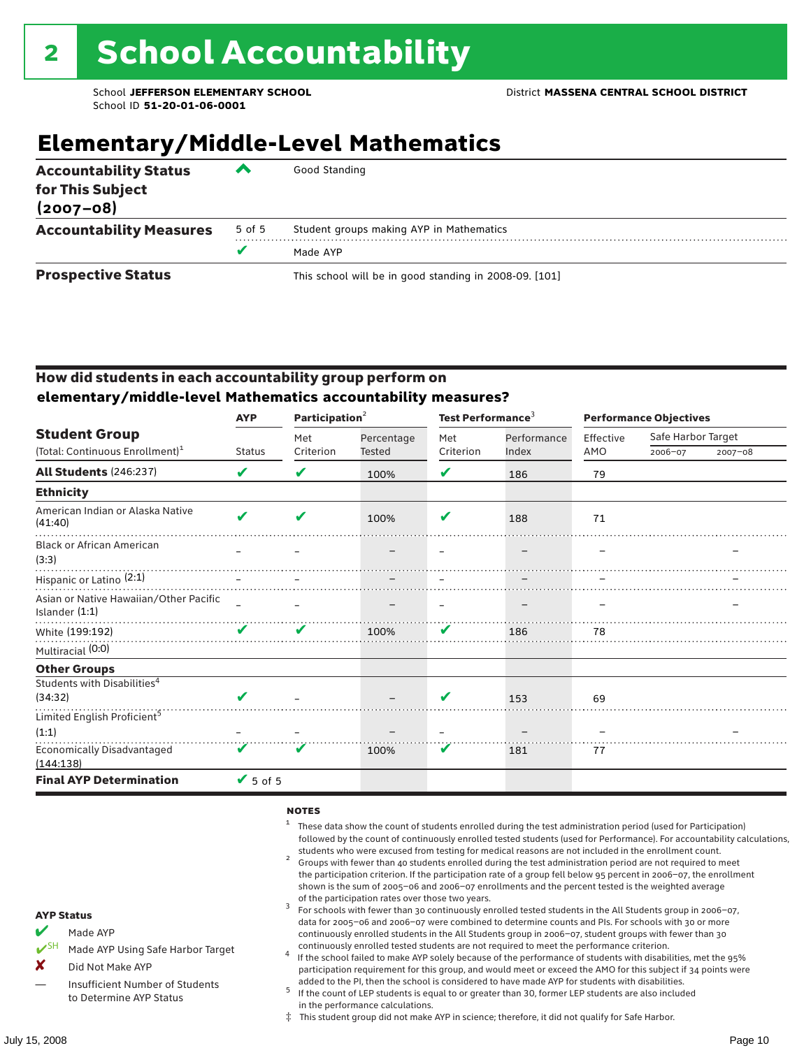# 2 School Accountability

School **JEFFERSON ELEMENTARY SCHOOL**
School ID **51-20-01-06-0001**

District **MASSENA CENTRAL SCHOOL DISTRICT**

## Elementary/Middle-Level Mathematics

| | | |
|---|---|---|
| **Accountability Status for This Subject (2007–08)** | ^ | Good Standing |
| **Accountability Measures** | 5 of 5 | Student groups making AYP in Mathematics |
| | ✔ | Made AYP |
| **Prospective Status** | | This school will be in good standing in 2008-09. [101] |

### How did students in each accountability group perform on elementary/middle-level Mathematics accountability measures?

| Student Group (Total: Continuous Enrollment)[1] | AYP Status | Participation[2] Met Criterion | Participation[2] Percentage Tested | Test Performance[3] Met Criterion | Test Performance[3] Performance Index | Performance Objectives Effective AMO | Safe Harbor Target 2006–07 | Safe Harbor Target 2007–08 |
|---|---|---|---|---|---|---|---|---|
| **All Students** (246:237) | ✔ | ✔ | 100% | ✔ | 186 | 79 | | |
| **Ethnicity** | | | | | | | | |
| American Indian or Alaska Native (41:40) | ✔ | ✔ | 100% | ✔ | 188 | 71 | | |
| Black or African American (3:3) | – | – | – | – | – | – | | – |
| Hispanic or Latino (2:1) | – | – | – | – | – | – | | – |
| Asian or Native Hawaiian/Other Pacific Islander (1:1) | – | – | – | – | – | – | | – |
| White (199:192) | ✔ | ✔ | 100% | ✔ | 186 | 78 | | |
| Multiracial (0:0) | | | | | | | | |
| **Other Groups** | | | | | | | | |
| Students with Disabilities[4] (34:32) | ✔ | – | – | ✔ | 153 | 69 | | |
| Limited English Proficient[5] (1:1) | – | – | – | – | – | – | | – |
| Economically Disadvantaged (144:138) | ✔ | ✔ | 100% | ✔ | 181 | 77 | | |
| **Final AYP Determination** | ✔ 5 of 5 | | | | | | | |

**NOTES**

1. These data show the count of students enrolled during the test administration period (used for Participation) followed by the count of continuously enrolled tested students (used for Performance). For accountability calculations, students who were excused from testing for medical reasons are not included in the enrollment count.
2. Groups with fewer than 40 students enrolled during the test administration period are not required to meet the participation criterion. If the participation rate of a group fell below 95 percent in 2006–07, the enrollment shown is the sum of 2005–06 and 2006–07 enrollments and the percent tested is the weighted average of the participation rates over those two years.
3. For schools with fewer than 30 continuously enrolled tested students in the All Students group in 2006–07, data for 2005–06 and 2006–07 were combined to determine counts and PIs. For schools with 30 or more continuously enrolled students in the All Students group in 2006–07, student groups with fewer than 30 continuously enrolled tested students are not required to meet the performance criterion.
4. If the school failed to make AYP solely because of the performance of students with disabilities, met the 95% participation requirement for this group, and would meet or exceed the AMO for this subject if 34 points were added to the PI, then the school is considered to have made AYP for students with disabilities.
5. If the count of LEP students is equal to or greater than 30, former LEP students are also included in the performance calculations.

‡ This student group did not make AYP in science; therefore, it did not qualify for Safe Harbor.

**AYP Status**

- ✔ Made AYP
- ✔SH Made AYP Using Safe Harbor Target
- ✘ Did Not Make AYP
- — Insufficient Number of Students to Determine AYP Status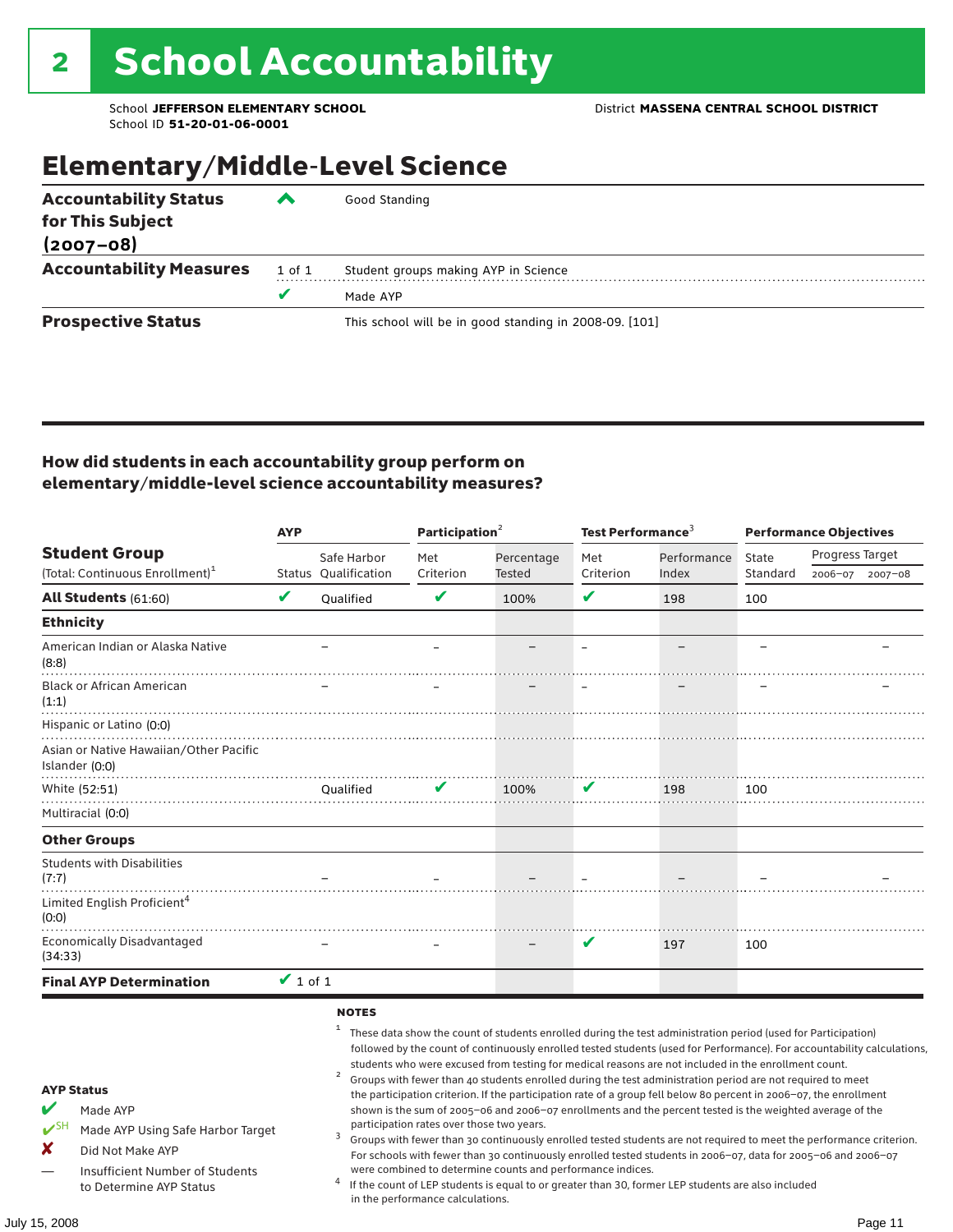# 2 School Accountability

School **JEFFERSON ELEMENTARY SCHOOL** District **MASSENA CENTRAL SCHOOL DISTRICT**
School ID **51-20-01-06-0001**

## Elementary/Middle-Level Science

| | | |
|---|---|---|
| **Accountability Status for This Subject (2007–08)** | ^ | Good Standing |
| **Accountability Measures** | 1 of 1 | Student groups making AYP in Science |
| | ✔ | Made AYP |
| **Prospective Status** | | This school will be in good standing in 2008-09. [101] |

### How did students in each accountability group perform on elementary/middle-level science accountability measures?

| Student Group (Total: Continuous Enrollment)[1] | AYP Status | AYP Safe Harbor Qualification | Participation[2] Met Criterion | Participation[2] Percentage Tested | Test Performance[3] Met Criterion | Test Performance[3] Performance Index | Performance Objectives State Standard | Progress Target 2006–07 | Progress Target 2007–08 |
|---|---|---|---|---|---|---|---|---|---|
| **All Students** (61:60) | ✔ | Qualified | ✔ | 100% | ✔ | 198 | 100 | | |
| **Ethnicity** | | | | | | | | | |
| American Indian or Alaska Native (8:8) | | – | – | – | – | – | – | | – |
| Black or African American (1:1) | | – | – | – | – | – | – | | – |
| Hispanic or Latino (0:0) | | | | | | | | | |
| Asian or Native Hawaiian/Other Pacific Islander (0:0) | | | | | | | | | |
| White (52:51) | | Qualified | ✔ | 100% | ✔ | 198 | 100 | | |
| Multiracial (0:0) | | | | | | | | | |
| **Other Groups** | | | | | | | | | |
| Students with Disabilities (7:7) | | – | – | – | – | – | – | | – |
| Limited English Proficient[4] (0:0) | | | | | | | | | |
| Economically Disadvantaged (34:33) | | – | – | – | ✔ | 197 | 100 | | |
| **Final AYP Determination** | ✔ 1 of 1 | | | | | | | | |

**AYP Status**

- ✔ Made AYP
- ✔SH Made AYP Using Safe Harbor Target
- ✘ Did Not Make AYP
- — Insufficient Number of Students to Determine AYP Status

**NOTES**

[1] These data show the count of students enrolled during the test administration period (used for Participation) followed by the count of continuously enrolled tested students (used for Performance). For accountability calculations, students who were excused from testing for medical reasons are not included in the enrollment count.

[2] Groups with fewer than 40 students enrolled during the test administration period are not required to meet the participation criterion. If the participation rate of a group fell below 80 percent in 2006–07, the enrollment shown is the sum of 2005–06 and 2006–07 enrollments and the percent tested is the weighted average of the participation rates over those two years.

[3] Groups with fewer than 30 continuously enrolled tested students are not required to meet the performance criterion. For schools with fewer than 30 continuously enrolled tested students in 2006–07, data for 2005–06 and 2006–07 were combined to determine counts and performance indices.

[4] If the count of LEP students is equal to or greater than 30, former LEP students are also included in the performance calculations.

July 15, 2008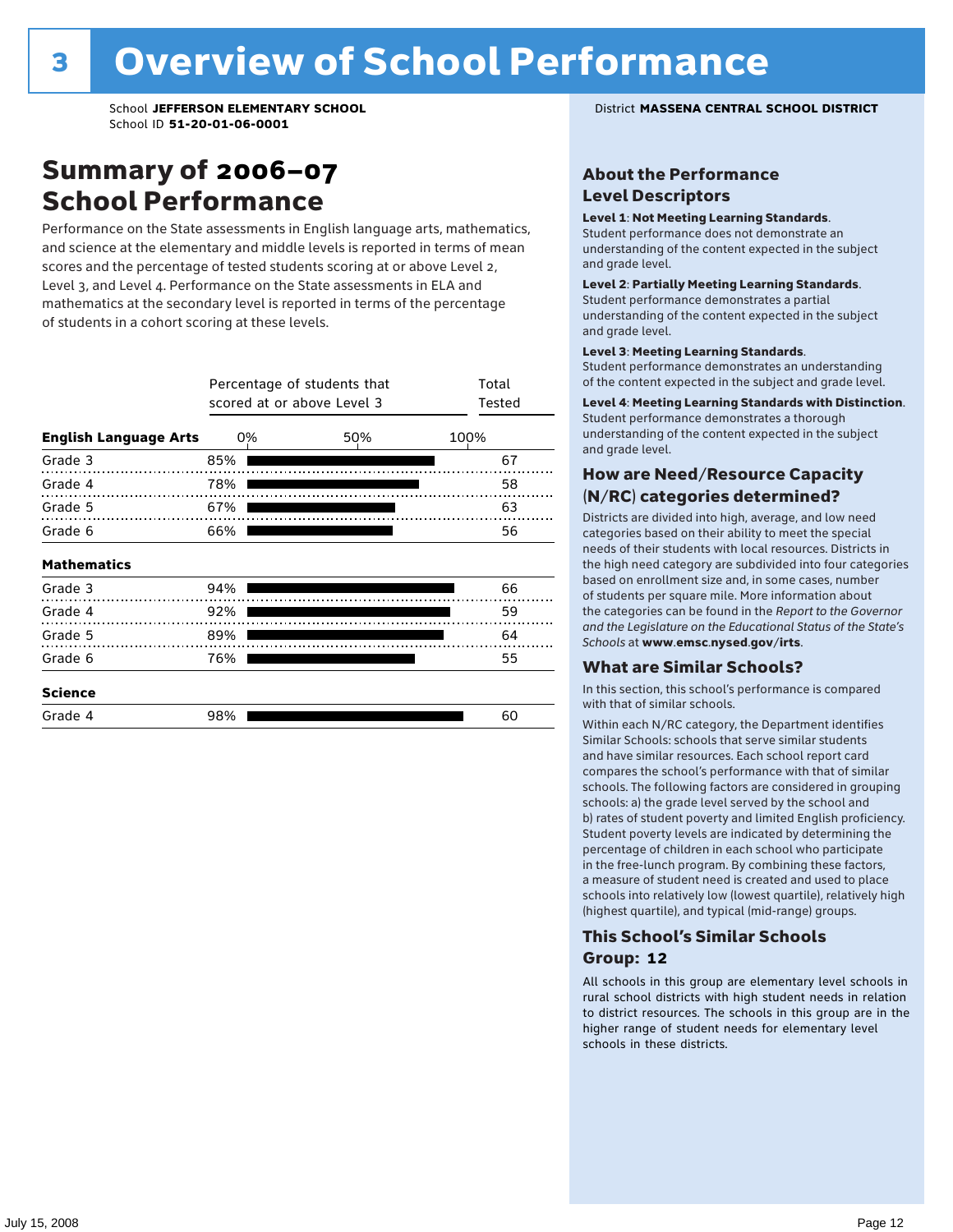# 3 Overview of School Performance

School **JEFFERSON ELEMENTARY SCHOOL**
School ID **51-20-01-06-0001**

District **MASSENA CENTRAL SCHOOL DISTRICT**

## Summary of 2006–07 School Performance

Performance on the State assessments in English language arts, mathematics, and science at the elementary and middle levels is reported in terms of mean scores and the percentage of tested students scoring at or above Level 2, Level 3, and Level 4. Performance on the State assessments in ELA and mathematics at the secondary level is reported in terms of the percentage of students in a cohort scoring at these levels.

| | Percentage of students that scored at or above Level 3 | Total Tested |
|---|---|---|
| **English Language Arts** | | |
| Grade 3 | 85% | 67 |
| Grade 4 | 78% | 58 |
| Grade 5 | 67% | 63 |
| Grade 6 | 66% | 56 |
| **Mathematics** | | |
| Grade 3 | 94% | 66 |
| Grade 4 | 92% | 59 |
| Grade 5 | 89% | 64 |
| Grade 6 | 76% | 55 |
| **Science** | | |
| Grade 4 | 98% | 60 |

### About the Performance Level Descriptors

**Level 1**: **Not Meeting Learning Standards**. Student performance does not demonstrate an understanding of the content expected in the subject and grade level.

**Level 2**: **Partially Meeting Learning Standards**. Student performance demonstrates a partial understanding of the content expected in the subject and grade level.

**Level 3**: **Meeting Learning Standards**. Student performance demonstrates an understanding of the content expected in the subject and grade level.

**Level 4**: **Meeting Learning Standards with Distinction**. Student performance demonstrates a thorough understanding of the content expected in the subject and grade level.

### How are Need/Resource Capacity (N/RC) categories determined?

Districts are divided into high, average, and low need categories based on their ability to meet the special needs of their students with local resources. Districts in the high need category are subdivided into four categories based on enrollment size and, in some cases, number of students per square mile. More information about the categories can be found in the *Report to the Governor and the Legislature on the Educational Status of the State's Schools* at **www.emsc.nysed.gov/irts**.

### What are Similar Schools?

In this section, this school's performance is compared with that of similar schools.

Within each N/RC category, the Department identifies Similar Schools: schools that serve similar students and have similar resources. Each school report card compares the school's performance with that of similar schools. The following factors are considered in grouping schools: a) the grade level served by the school and b) rates of student poverty and limited English proficiency. Student poverty levels are indicated by determining the percentage of children in each school who participate in the free-lunch program. By combining these factors, a measure of student need is created and used to place schools into relatively low (lowest quartile), relatively high (highest quartile), and typical (mid-range) groups.

### This School's Similar Schools Group: 12

All schools in this group are elementary level schools in rural school districts with high student needs in relation to district resources. The schools in this group are in the higher range of student needs for elementary level schools in these districts.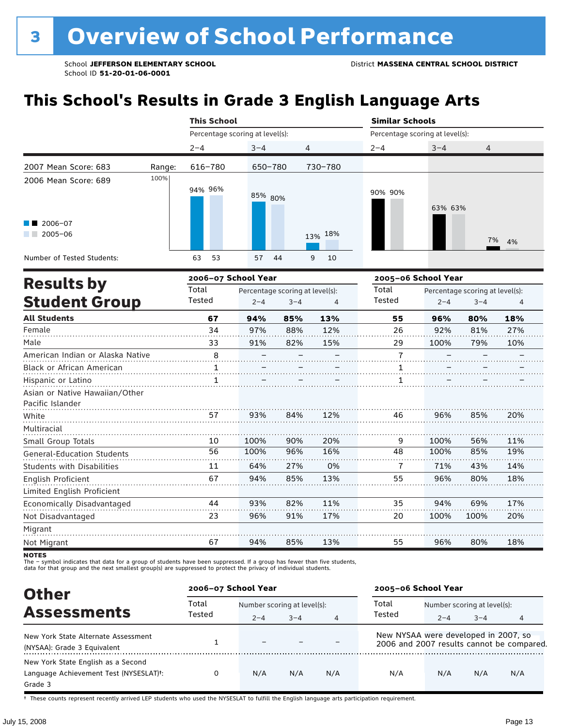# 3 Overview of School Performance

School **JEFFERSON ELEMENTARY SCHOOL** District **MASSENA CENTRAL SCHOOL DISTRICT**
School ID **51-20-01-06-0001**

## This School's Results in Grade 3 English Language Arts

| | This School | | | Similar Schools | | |
|---|---|---|---|---|---|---|
| | Percentage scoring at level(s): | | | Percentage scoring at level(s): | | |
| | 2–4 | 3–4 | 4 | 2–4 | 3–4 | 4 |
| 2007 Mean Score: 683 (Range:) | 616–780 | 650–780 | 730–780 | | | |
| 2006–07 | 94% | 85% | 13% | 90% | 63% | 7% |
| 2005–06 | 96% | 80% | 18% | 90% | 63% | 4% |
| Number of Tested Students (2006–07) | 63 | 57 | 9 | | | |
| Number of Tested Students (2005–06) | 53 | 44 | 10 | | | |

2006 Mean Score: 689

## Results by Student Group

| | 2006–07 School Year | | | | 2005–06 School Year | | | |
|---|---|---|---|---|---|---|---|---|
| | Total Tested | Percentage scoring at level(s): 2–4 | 3–4 | 4 | Total Tested | Percentage scoring at level(s): 2–4 | 3–4 | 4 |
| **All Students** | **67** | **94%** | **85%** | **13%** | **55** | **96%** | **80%** | **18%** |
| Female | 34 | 97% | 88% | 12% | 26 | 92% | 81% | 27% |
| Male | 33 | 91% | 82% | 15% | 29 | 100% | 79% | 10% |
| American Indian or Alaska Native | 8 | – | – | – | 7 | – | – | – |
| Black or African American | 1 | – | – | – | 1 | – | – | – |
| Hispanic or Latino | 1 | – | – | – | 1 | – | – | – |
| Asian or Native Hawaiian/Other Pacific Islander | | | | | | | | |
| White | 57 | 93% | 84% | 12% | 46 | 96% | 85% | 20% |
| Multiracial | | | | | | | | |
| Small Group Totals | 10 | 100% | 90% | 20% | 9 | 100% | 56% | 11% |
| General-Education Students | 56 | 100% | 96% | 16% | 48 | 100% | 85% | 19% |
| Students with Disabilities | 11 | 64% | 27% | 0% | 7 | 71% | 43% | 14% |
| English Proficient | 67 | 94% | 85% | 13% | 55 | 96% | 80% | 18% |
| Limited English Proficient | | | | | | | | |
| Economically Disadvantaged | 44 | 93% | 82% | 11% | 35 | 94% | 69% | 17% |
| Not Disadvantaged | 23 | 96% | 91% | 17% | 20 | 100% | 100% | 20% |
| Migrant | | | | | | | | |
| Not Migrant | 67 | 94% | 85% | 13% | 55 | 96% | 80% | 18% |

**NOTES**
The – symbol indicates that data for a group of students have been suppressed. If a group has fewer than five students, data for that group and the next smallest group(s) are suppressed to protect the privacy of individual students.

## Other Assessments

| | 2006–07 School Year | | | | 2005–06 School Year | | | |
|---|---|---|---|---|---|---|---|---|
| | Total Tested | Number scoring at level(s): 2–4 | 3–4 | 4 | Total Tested | Number scoring at level(s): 2–4 | 3–4 | 4 |
| New York State Alternate Assessment (NYSAA): Grade 3 Equivalent | 1 | – | – | – | New NYSAA were developed in 2007, so 2006 and 2007 results cannot be compared. | | | |
| New York State English as a Second Language Achievement Test (NYSESLAT)†: Grade 3 | 0 | N/A | N/A | N/A | N/A | N/A | N/A | N/A |

† These counts represent recently arrived LEP students who used the NYSESLAT to fulfill the English language arts participation requirement.

July 15, 2008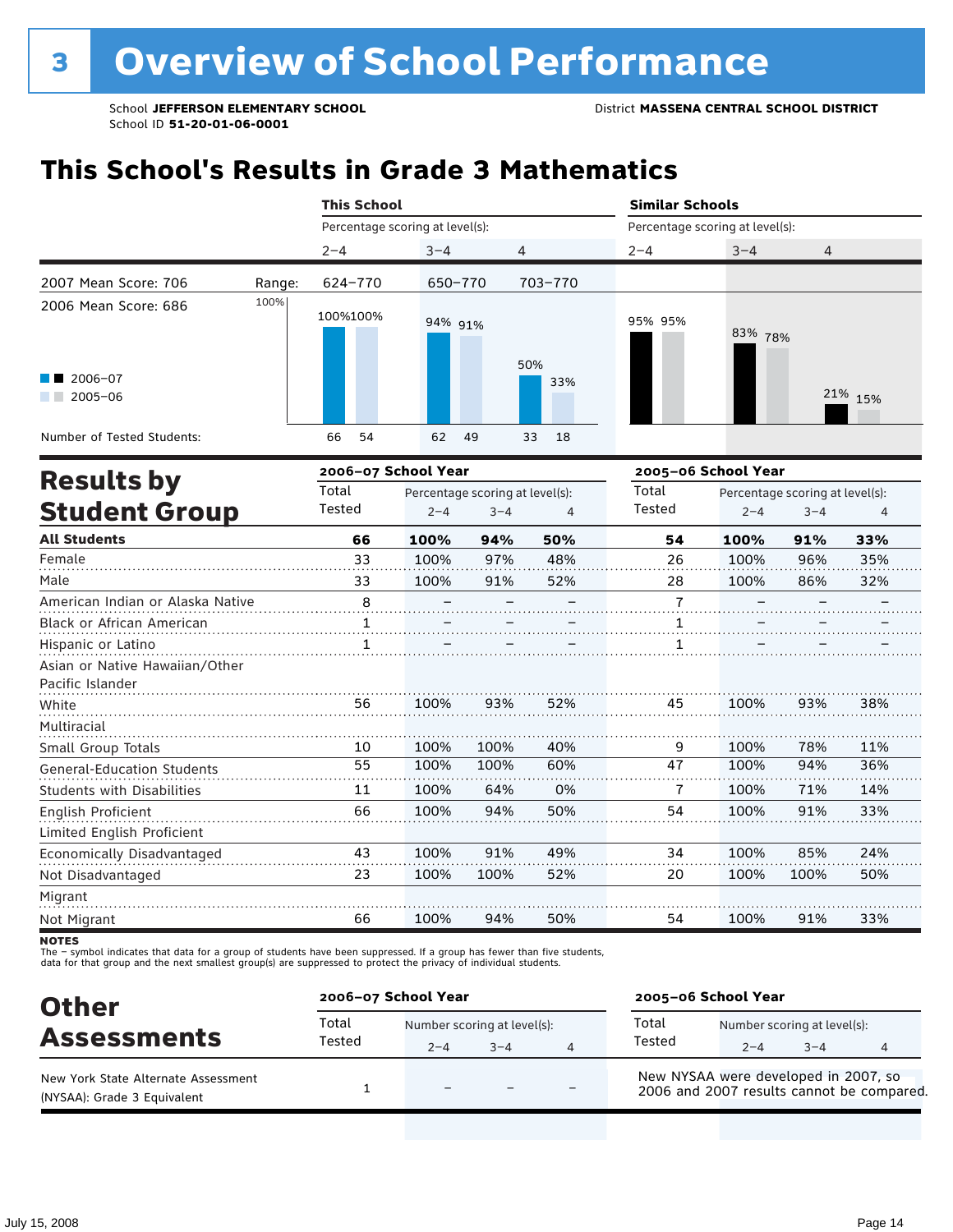# 3 Overview of School Performance

School **JEFFERSON ELEMENTARY SCHOOL** District **MASSENA CENTRAL SCHOOL DISTRICT**
School ID **51-20-01-06-0001**

## This School's Results in Grade 3 Mathematics

| | | This School | | | Similar Schools | | |
|---|---|---|---|---|---|---|---|
| | | Percentage scoring at level(s): | | | Percentage scoring at level(s): | | |
| | | 2–4 | 3–4 | 4 | 2–4 | 3–4 | 4 |
| 2007 Mean Score: 706 | Range: | 624–770 | 650–770 | 703–770 | | | |
| 2006 Mean Score: 686 | 2006–07 | 100% | 94% | 50% | 95% | 83% | 21% |
| | 2005–06 | 100% | 91% | 33% | 95% | 78% | 15% |
| Number of Tested Students: | 2006–07 | 66 | 62 | 33 | | | |
| | 2005–06 | 54 | 49 | 18 | | | |

## Results by Student Group

| | 2006–07 School Year | | | | 2005–06 School Year | | | |
|---|---|---|---|---|---|---|---|---|
| | Total Tested | Percentage scoring at level(s): 2–4 | 3–4 | 4 | Total Tested | Percentage scoring at level(s): 2–4 | 3–4 | 4 |
| **All Students** | **66** | **100%** | **94%** | **50%** | **54** | **100%** | **91%** | **33%** |
| Female | 33 | 100% | 97% | 48% | 26 | 100% | 96% | 35% |
| Male | 33 | 100% | 91% | 52% | 28 | 100% | 86% | 32% |
| American Indian or Alaska Native | 8 | – | – | – | 7 | – | – | – |
| Black or African American | 1 | – | – | – | 1 | – | – | – |
| Hispanic or Latino | 1 | – | – | – | 1 | – | – | – |
| Asian or Native Hawaiian/Other Pacific Islander | | | | | | | | |
| White | 56 | 100% | 93% | 52% | 45 | 100% | 93% | 38% |
| Multiracial | | | | | | | | |
| Small Group Totals | 10 | 100% | 100% | 40% | 9 | 100% | 78% | 11% |
| General-Education Students | 55 | 100% | 100% | 60% | 47 | 100% | 94% | 36% |
| Students with Disabilities | 11 | 100% | 64% | 0% | 7 | 100% | 71% | 14% |
| English Proficient | 66 | 100% | 94% | 50% | 54 | 100% | 91% | 33% |
| Limited English Proficient | | | | | | | | |
| Economically Disadvantaged | 43 | 100% | 91% | 49% | 34 | 100% | 85% | 24% |
| Not Disadvantaged | 23 | 100% | 100% | 52% | 20 | 100% | 100% | 50% |
| Migrant | | | | | | | | |
| Not Migrant | 66 | 100% | 94% | 50% | 54 | 100% | 91% | 33% |

**NOTES**
The – symbol indicates that data for a group of students have been suppressed. If a group has fewer than five students, data for that group and the next smallest group(s) are suppressed to protect the privacy of individual students.

## Other Assessments

| | 2006–07 School Year | | | | 2005–06 School Year | | | |
|---|---|---|---|---|---|---|---|---|
| | Total Tested | Number scoring at level(s): 2–4 | 3–4 | 4 | Total Tested | Number scoring at level(s): 2–4 | 3–4 | 4 |
| New York State Alternate Assessment (NYSAA): Grade 3 Equivalent | 1 | – | – | – | New NYSAA were developed in 2007, so 2006 and 2007 results cannot be compared. | | | |

July 15, 2008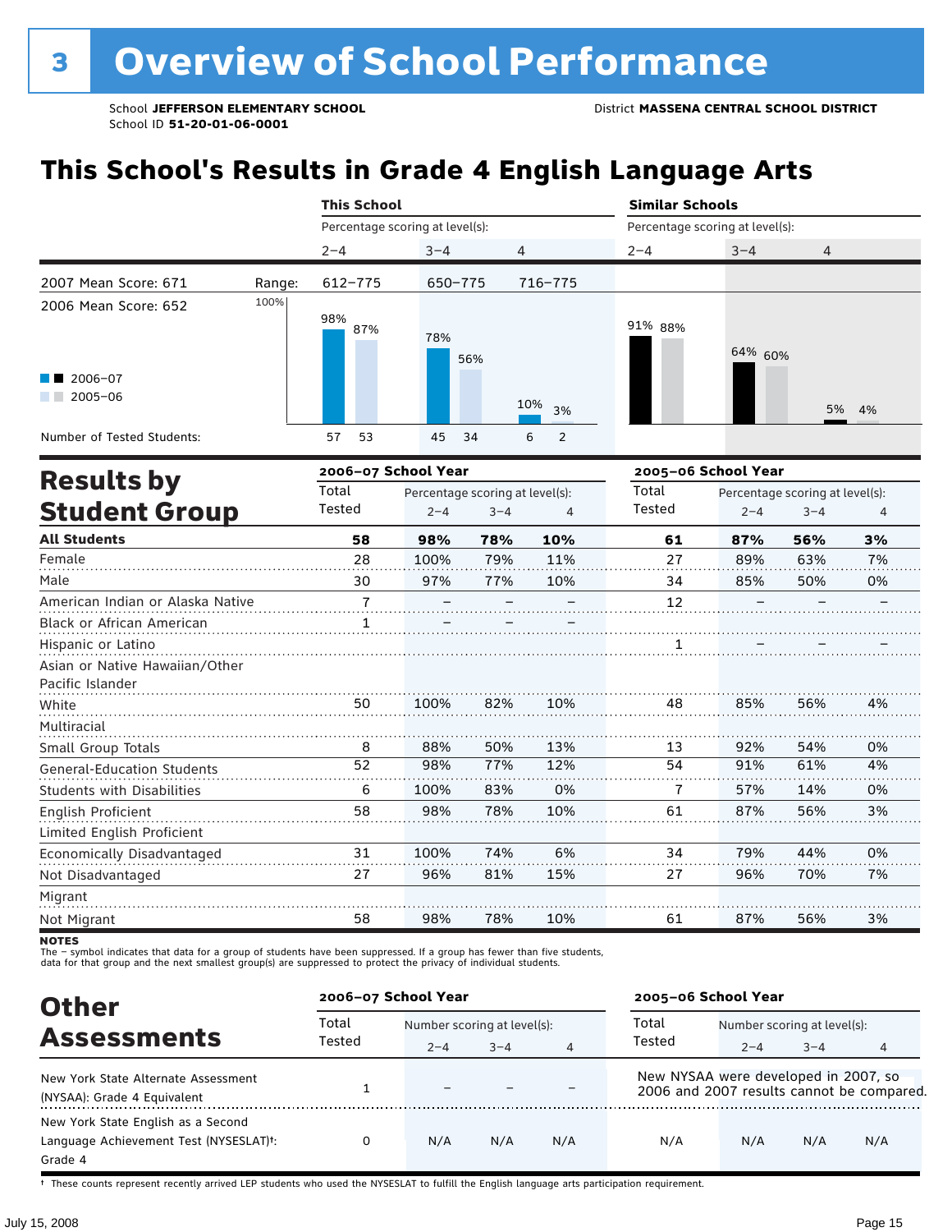# 3 Overview of School Performance

School **JEFFERSON ELEMENTARY SCHOOL**
School ID **51-20-01-06-0001**

District **MASSENA CENTRAL SCHOOL DISTRICT**

## This School's Results in Grade 4 English Language Arts

| | | This School | | | Similar Schools | | |
|---|---|---|---|---|---|---|---|
| | | Percentage scoring at level(s): | | | Percentage scoring at level(s): | | |
| | | 2–4 | 3–4 | 4 | 2–4 | 3–4 | 4 |
| 2007 Mean Score: 671 | Range: | 612–775 | 650–775 | 716–775 | | | |
| 2006 Mean Score: 652 | | | | | | | |
| 2006–07 | | 98% | 78% | 10% | 91% | 64% | 5% |
| 2005–06 | | 87% | 56% | 3% | 88% | 60% | 4% |
| Number of Tested Students: 2006–07 | | 57 | 45 | 6 | | | |
| Number of Tested Students: 2005–06 | | 53 | 34 | 2 | | | |

## Results by Student Group

| | 2006–07 School Year | | | | 2005–06 School Year | | | |
|---|---|---|---|---|---|---|---|---|
| | Total Tested | Percentage scoring at level(s): 2–4 | 3–4 | 4 | Total Tested | Percentage scoring at level(s): 2–4 | 3–4 | 4 |
| **All Students** | **58** | **98%** | **78%** | **10%** | **61** | **87%** | **56%** | **3%** |
| Female | 28 | 100% | 79% | 11% | 27 | 89% | 63% | 7% |
| Male | 30 | 97% | 77% | 10% | 34 | 85% | 50% | 0% |
| American Indian or Alaska Native | 7 | – | – | – | 12 | – | – | – |
| Black or African American | 1 | – | – | – | | | | |
| Hispanic or Latino | | | | | 1 | – | – | – |
| Asian or Native Hawaiian/Other Pacific Islander | | | | | | | | |
| White | 50 | 100% | 82% | 10% | 48 | 85% | 56% | 4% |
| Multiracial | | | | | | | | |
| Small Group Totals | 8 | 88% | 50% | 13% | 13 | 92% | 54% | 0% |
| General-Education Students | 52 | 98% | 77% | 12% | 54 | 91% | 61% | 4% |
| Students with Disabilities | 6 | 100% | 83% | 0% | 7 | 57% | 14% | 0% |
| English Proficient | 58 | 98% | 78% | 10% | 61 | 87% | 56% | 3% |
| Limited English Proficient | | | | | | | | |
| Economically Disadvantaged | 31 | 100% | 74% | 6% | 34 | 79% | 44% | 0% |
| Not Disadvantaged | 27 | 96% | 81% | 15% | 27 | 96% | 70% | 7% |
| Migrant | | | | | | | | |
| Not Migrant | 58 | 98% | 78% | 10% | 61 | 87% | 56% | 3% |

**NOTES**

The – symbol indicates that data for a group of students have been suppressed. If a group has fewer than five students, data for that group and the next smallest group(s) are suppressed to protect the privacy of individual students.

## Other Assessments

| | 2006–07 School Year | | | | 2005–06 School Year | | | |
|---|---|---|---|---|---|---|---|---|
| | Total Tested | Number scoring at level(s): 2–4 | 3–4 | 4 | Total Tested | Number scoring at level(s): 2–4 | 3–4 | 4 |
| New York State Alternate Assessment (NYSAA): Grade 4 Equivalent | 1 | – | – | – | New NYSAA were developed in 2007, so 2006 and 2007 results cannot be compared. | | | |
| New York State English as a Second Language Achievement Test (NYSESLAT)†: Grade 4 | 0 | N/A | N/A | N/A | N/A | N/A | N/A | N/A |

† These counts represent recently arrived LEP students who used the NYSESLAT to fulfill the English language arts participation requirement.

July 15, 2008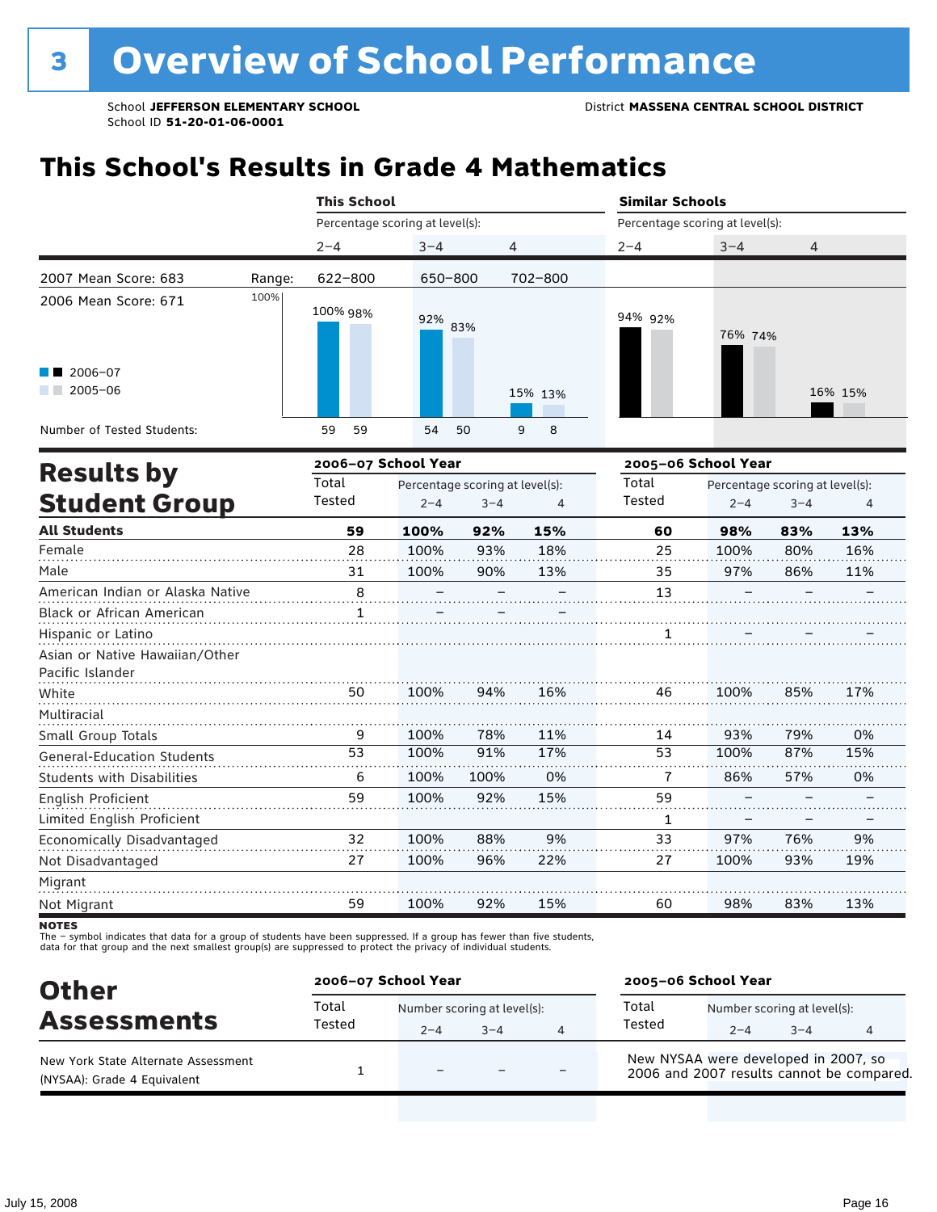# 3 Overview of School Performance

School **JEFFERSON ELEMENTARY SCHOOL**
School ID **51-20-01-06-0001**

District **MASSENA CENTRAL SCHOOL DISTRICT**

## This School's Results in Grade 4 Mathematics

| | | This School | | | Similar Schools | | |
|---|---|---|---|---|---|---|---|
| | | Percentage scoring at level(s): | | | Percentage scoring at level(s): | | |
| | | 2–4 | 3–4 | 4 | 2–4 | 3–4 | 4 |
| 2007 Mean Score: 683 | Range: | 622–800 | 650–800 | 702–800 | | | |
| 2006 Mean Score: 671 | | | | | | | |
| 2006–07 | | 100% | 92% | 15% | 94% | 76% | 16% |
| 2005–06 | | 98% | 83% | 13% | 92% | 74% | 15% |
| Number of Tested Students: 2006–07 | | 59 | 54 | 9 | | | |
| Number of Tested Students: 2005–06 | | 59 | 50 | 8 | | | |

## Results by Student Group

| | 2006–07 School Year | | | | 2005–06 School Year | | | |
|---|---|---|---|---|---|---|---|---|
| | Total Tested | Percentage scoring at level(s): 2–4 | 3–4 | 4 | Total Tested | Percentage scoring at level(s): 2–4 | 3–4 | 4 |
| **All Students** | **59** | **100%** | **92%** | **15%** | **60** | **98%** | **83%** | **13%** |
| Female | 28 | 100% | 93% | 18% | 25 | 100% | 80% | 16% |
| Male | 31 | 100% | 90% | 13% | 35 | 97% | 86% | 11% |
| American Indian or Alaska Native | 8 | – | – | – | 13 | – | – | – |
| Black or African American | 1 | – | – | – | | | | |
| Hispanic or Latino | | | | | 1 | – | – | – |
| Asian or Native Hawaiian/Other Pacific Islander | | | | | | | | |
| White | 50 | 100% | 94% | 16% | 46 | 100% | 85% | 17% |
| Multiracial | | | | | | | | |
| Small Group Totals | 9 | 100% | 78% | 11% | 14 | 93% | 79% | 0% |
| General-Education Students | 53 | 100% | 91% | 17% | 53 | 100% | 87% | 15% |
| Students with Disabilities | 6 | 100% | 100% | 0% | 7 | 86% | 57% | 0% |
| English Proficient | 59 | 100% | 92% | 15% | 59 | – | – | – |
| Limited English Proficient | | | | | 1 | – | – | – |
| Economically Disadvantaged | 32 | 100% | 88% | 9% | 33 | 97% | 76% | 9% |
| Not Disadvantaged | 27 | 100% | 96% | 22% | 27 | 100% | 93% | 19% |
| Migrant | | | | | | | | |
| Not Migrant | 59 | 100% | 92% | 15% | 60 | 98% | 83% | 13% |

**NOTES**
The – symbol indicates that data for a group of students have been suppressed. If a group has fewer than five students, data for that group and the next smallest group(s) are suppressed to protect the privacy of individual students.

## Other Assessments

| | 2006–07 School Year | | | | 2005–06 School Year | | | |
|---|---|---|---|---|---|---|---|---|
| | Total Tested | Number scoring at level(s): 2–4 | 3–4 | 4 | Total Tested | Number scoring at level(s): 2–4 | 3–4 | 4 |
| New York State Alternate Assessment (NYSAA): Grade 4 Equivalent | 1 | – | – | – | New NYSAA were developed in 2007, so 2006 and 2007 results cannot be compared. | | | |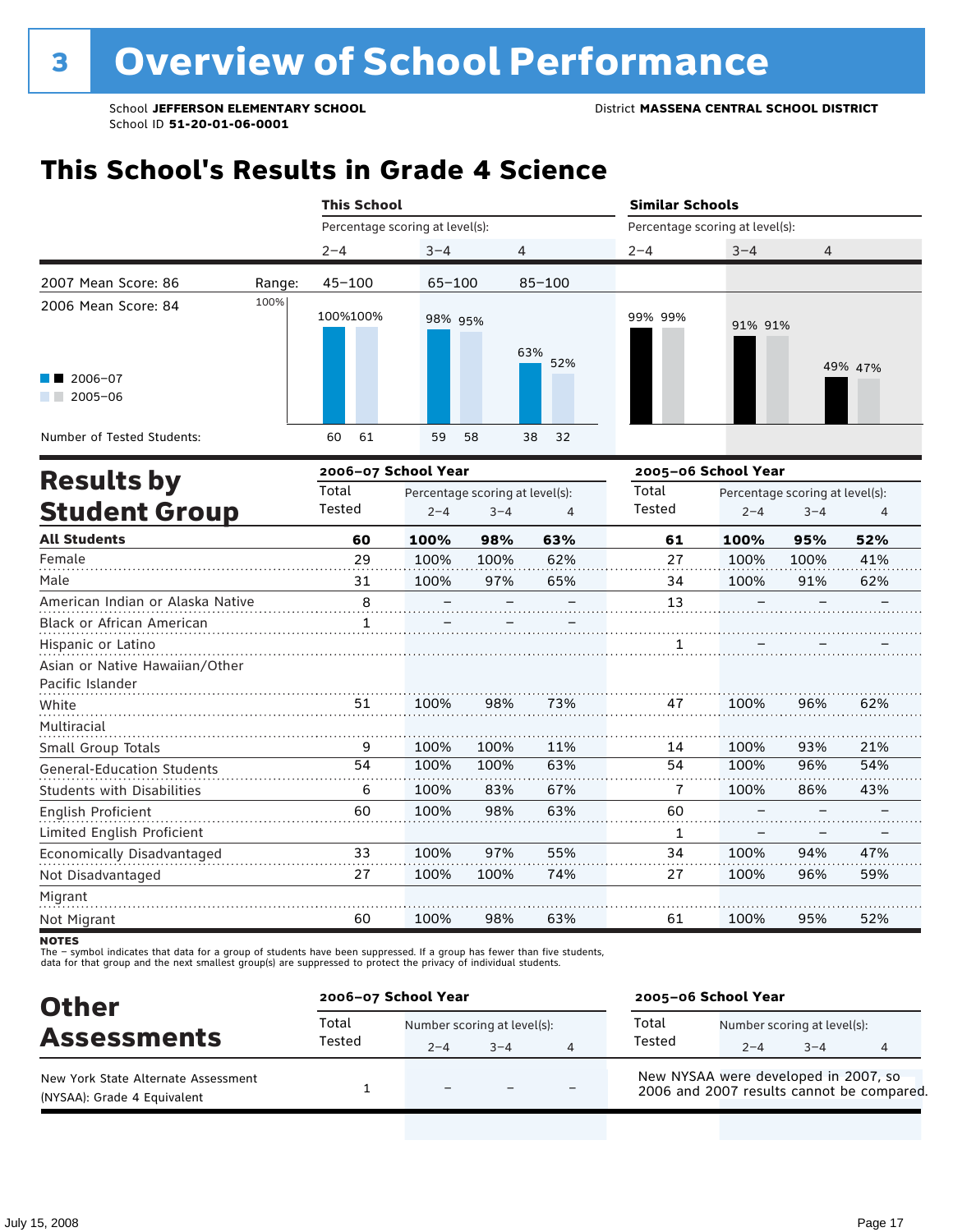# 3 Overview of School Performance

School **JEFFERSON ELEMENTARY SCHOOL**
School ID **51-20-01-06-0001**

District **MASSENA CENTRAL SCHOOL DISTRICT**

## This School's Results in Grade 4 Science

| | | This School | | | Similar Schools | | |
|---|---|---|---|---|---|---|---|
| | | Percentage scoring at level(s): | | | Percentage scoring at level(s): | | |
| | | 2–4 | 3–4 | 4 | 2–4 | 3–4 | 4 |
| 2007 Mean Score: 86 | Range: | 45–100 | 65–100 | 85–100 | | | |
| 2006 Mean Score: 84 | 2006–07 | 100% | 98% | 63% | 99% | 91% | 49% |
| | 2005–06 | 100% | 95% | 52% | 99% | 91% | 47% |
| Number of Tested Students: | 2006–07 | 60 | 59 | 38 | | | |
| | 2005–06 | 61 | 58 | 32 | | | |

## Results by Student Group

| | 2006–07 School Year | | | | 2005–06 School Year | | | |
|---|---|---|---|---|---|---|---|---|
| | Total Tested | Percentage scoring at level(s): 2–4 | 3–4 | 4 | Total Tested | Percentage scoring at level(s): 2–4 | 3–4 | 4 |
| **All Students** | **60** | **100%** | **98%** | **63%** | **61** | **100%** | **95%** | **52%** |
| Female | 29 | 100% | 100% | 62% | 27 | 100% | 100% | 41% |
| Male | 31 | 100% | 97% | 65% | 34 | 100% | 91% | 62% |
| American Indian or Alaska Native | 8 | – | – | – | 13 | – | – | – |
| Black or African American | 1 | – | – | – | | | | |
| Hispanic or Latino | | | | | 1 | – | – | – |
| Asian or Native Hawaiian/Other Pacific Islander | | | | | | | | |
| White | 51 | 100% | 98% | 73% | 47 | 100% | 96% | 62% |
| Multiracial | | | | | | | | |
| Small Group Totals | 9 | 100% | 100% | 11% | 14 | 100% | 93% | 21% |
| General-Education Students | 54 | 100% | 100% | 63% | 54 | 100% | 96% | 54% |
| Students with Disabilities | 6 | 100% | 83% | 67% | 7 | 100% | 86% | 43% |
| English Proficient | 60 | 100% | 98% | 63% | 60 | – | – | – |
| Limited English Proficient | | | | | 1 | – | – | – |
| Economically Disadvantaged | 33 | 100% | 97% | 55% | 34 | 100% | 94% | 47% |
| Not Disadvantaged | 27 | 100% | 100% | 74% | 27 | 100% | 96% | 59% |
| Migrant | | | | | | | | |
| Not Migrant | 60 | 100% | 98% | 63% | 61 | 100% | 95% | 52% |

**NOTES**
The – symbol indicates that data for a group of students have been suppressed. If a group has fewer than five students, data for that group and the next smallest group(s) are suppressed to protect the privacy of individual students.

## Other Assessments

| | 2006–07 School Year | | | | 2005–06 School Year |
|---|---|---|---|---|---|
| | Total Tested | Number scoring at level(s): 2–4 | 3–4 | 4 | |
| New York State Alternate Assessment (NYSAA): Grade 4 Equivalent | 1 | – | – | – | New NYSAA were developed in 2007, so 2006 and 2007 results cannot be compared. |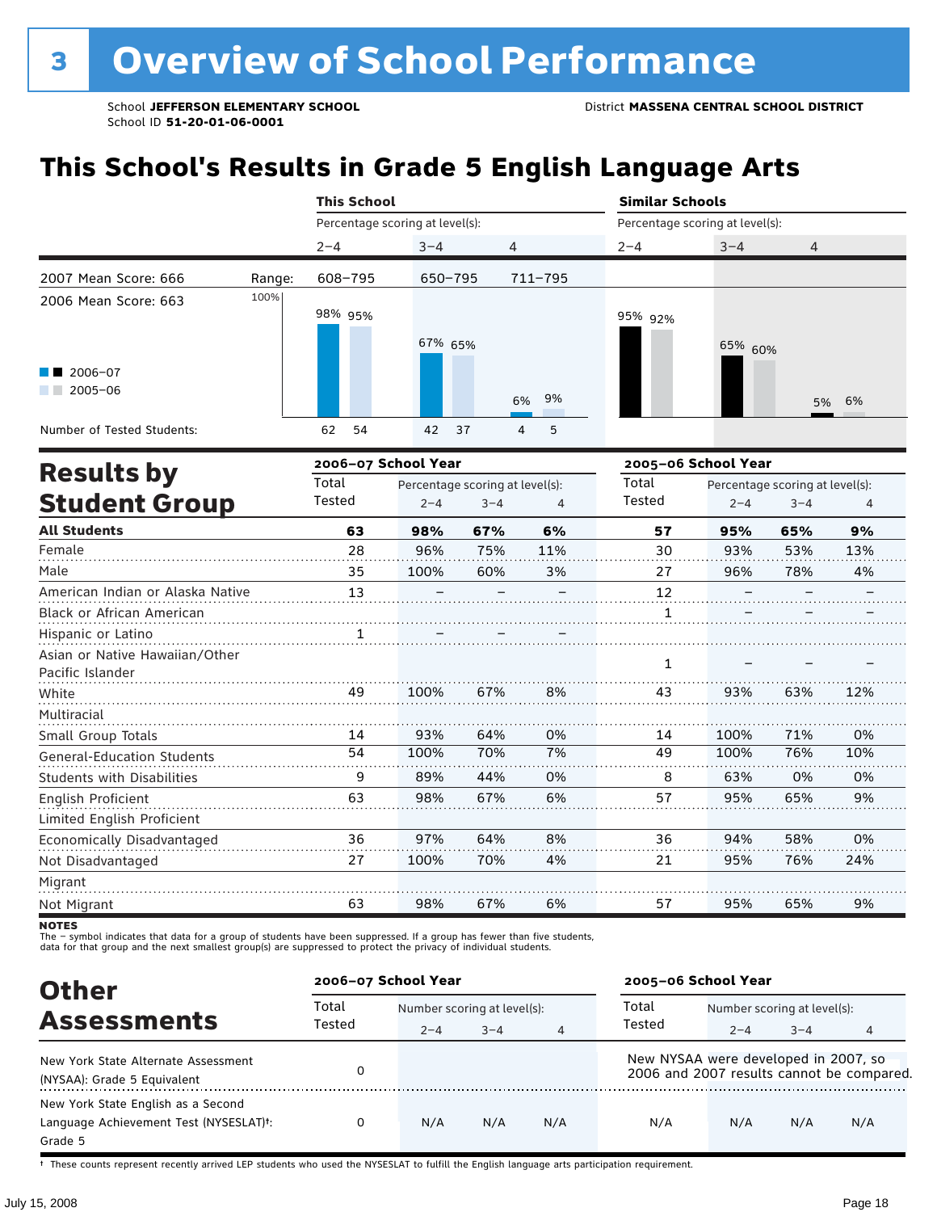# 3 Overview of School Performance

School **JEFFERSON ELEMENTARY SCHOOL**
School ID **51-20-01-06-0001**

District **MASSENA CENTRAL SCHOOL DISTRICT**

## This School's Results in Grade 5 English Language Arts

| | | This School | | | Similar Schools | | |
|---|---|---|---|---|---|---|---|
| | | Percentage scoring at level(s): | | | Percentage scoring at level(s): | | |
| | | 2–4 | 3–4 | 4 | 2–4 | 3–4 | 4 |
| 2007 Mean Score: 666 | Range: | 608–795 | 650–795 | 711–795 | | | |
| 2006 Mean Score: 663 | | | | | | | |
| 2006–07 | | 98% | 67% | 6% | 95% | 65% | 5% |
| 2005–06 | | 95% | 65% | 9% | 92% | 60% | 6% |
| Number of Tested Students: 2006–07 | | 62 | 42 | 4 | | | |
| Number of Tested Students: 2005–06 | | 54 | 37 | 5 | | | |

## Results by Student Group

| | 2006–07 School Year | | | | 2005–06 School Year | | | |
|---|---|---|---|---|---|---|---|---|
| | Total Tested | Percentage scoring at level(s): 2–4 | 3–4 | 4 | Total Tested | Percentage scoring at level(s): 2–4 | 3–4 | 4 |
| **All Students** | **63** | **98%** | **67%** | **6%** | **57** | **95%** | **65%** | **9%** |
| Female | 28 | 96% | 75% | 11% | 30 | 93% | 53% | 13% |
| Male | 35 | 100% | 60% | 3% | 27 | 96% | 78% | 4% |
| American Indian or Alaska Native | 13 | – | – | – | 12 | – | – | – |
| Black or African American | | | | | 1 | – | – | – |
| Hispanic or Latino | 1 | – | – | – | | | | |
| Asian or Native Hawaiian/Other Pacific Islander | | | | | 1 | – | – | – |
| White | 49 | 100% | 67% | 8% | 43 | 93% | 63% | 12% |
| Multiracial | | | | | | | | |
| Small Group Totals | 14 | 93% | 64% | 0% | 14 | 100% | 71% | 0% |
| General-Education Students | 54 | 100% | 70% | 7% | 49 | 100% | 76% | 10% |
| Students with Disabilities | 9 | 89% | 44% | 0% | 8 | 63% | 0% | 0% |
| English Proficient | 63 | 98% | 67% | 6% | 57 | 95% | 65% | 9% |
| Limited English Proficient | | | | | | | | |
| Economically Disadvantaged | 36 | 97% | 64% | 8% | 36 | 94% | 58% | 0% |
| Not Disadvantaged | 27 | 100% | 70% | 4% | 21 | 95% | 76% | 24% |
| Migrant | | | | | | | | |
| Not Migrant | 63 | 98% | 67% | 6% | 57 | 95% | 65% | 9% |

**NOTES**
The – symbol indicates that data for a group of students have been suppressed. If a group has fewer than five students, data for that group and the next smallest group(s) are suppressed to protect the privacy of individual students.

## Other Assessments

| | 2006–07 School Year | | | | 2005–06 School Year | | | |
|---|---|---|---|---|---|---|---|---|
| | Total Tested | Number scoring at level(s): 2–4 | 3–4 | 4 | Total Tested | Number scoring at level(s): 2–4 | 3–4 | 4 |
| New York State Alternate Assessment (NYSAA): Grade 5 Equivalent | 0 | | | | New NYSAA were developed in 2007, so 2006 and 2007 results cannot be compared. | | | |
| New York State English as a Second Language Achievement Test (NYSESLAT)†: Grade 5 | 0 | N/A | N/A | N/A | N/A | N/A | N/A | N/A |

† These counts represent recently arrived LEP students who used the NYSESLAT to fulfill the English language arts participation requirement.

July 15, 2008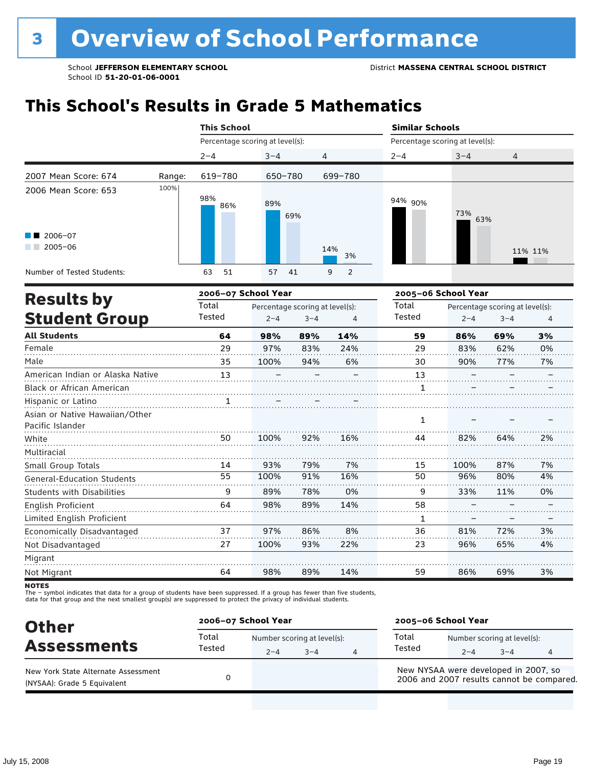# 3 Overview of School Performance

School **JEFFERSON ELEMENTARY SCHOOL**
School ID **51-20-01-06-0001**

District **MASSENA CENTRAL SCHOOL DISTRICT**

## This School's Results in Grade 5 Mathematics

| | | This School | | | Similar Schools | | |
|---|---|---|---|---|---|---|---|
| | | Percentage scoring at level(s): | | | Percentage scoring at level(s): | | |
| | | 2–4 | 3–4 | 4 | 2–4 | 3–4 | 4 |
| 2007 Mean Score: 674 | Range: | 619–780 | 650–780 | 699–780 | | | |
| 2006 Mean Score: 653 | 2006–07 | 98% | 89% | 14% | 94% | 73% | 11% |
| | 2005–06 | 86% | 69% | 3% | 90% | 63% | 11% |
| Number of Tested Students: | 2006–07 | 63 | 57 | 9 | | | |
| | 2005–06 | 51 | 41 | 2 | | | |

## Results by Student Group

| | 2006–07 Total Tested | 2006–07 2–4 | 2006–07 3–4 | 2006–07 4 | 2005–06 Total Tested | 2005–06 2–4 | 2005–06 3–4 | 2005–06 4 |
|---|---|---|---|---|---|---|---|---|
| **All Students** | **64** | **98%** | **89%** | **14%** | **59** | **86%** | **69%** | **3%** |
| Female | 29 | 97% | 83% | 24% | 29 | 83% | 62% | 0% |
| Male | 35 | 100% | 94% | 6% | 30 | 90% | 77% | 7% |
| American Indian or Alaska Native | 13 | – | – | – | 13 | – | – | – |
| Black or African American | | | | | 1 | – | – | – |
| Hispanic or Latino | 1 | – | – | – | | | | |
| Asian or Native Hawaiian/Other Pacific Islander | | | | | 1 | – | – | – |
| White | 50 | 100% | 92% | 16% | 44 | 82% | 64% | 2% |
| Multiracial | | | | | | | | |
| Small Group Totals | 14 | 93% | 79% | 7% | 15 | 100% | 87% | 7% |
| General-Education Students | 55 | 100% | 91% | 16% | 50 | 96% | 80% | 4% |
| Students with Disabilities | 9 | 89% | 78% | 0% | 9 | 33% | 11% | 0% |
| English Proficient | 64 | 98% | 89% | 14% | 58 | – | – | – |
| Limited English Proficient | | | | | 1 | – | – | – |
| Economically Disadvantaged | 37 | 97% | 86% | 8% | 36 | 81% | 72% | 3% |
| Not Disadvantaged | 27 | 100% | 93% | 22% | 23 | 96% | 65% | 4% |
| Migrant | | | | | | | | |
| Not Migrant | 64 | 98% | 89% | 14% | 59 | 86% | 69% | 3% |

**NOTES**
The – symbol indicates that data for a group of students have been suppressed. If a group has fewer than five students, data for that group and the next smallest group(s) are suppressed to protect the privacy of individual students.

## Other Assessments

| | 2006–07 Total Tested | 2006–07 Number scoring at level(s): 2–4 | 3–4 | 4 | 2005–06 Total Tested | 2005–06 Number scoring at level(s): 2–4 | 3–4 | 4 |
|---|---|---|---|---|---|---|---|---|
| New York State Alternate Assessment (NYSAA): Grade 5 Equivalent | 0 | | | | New NYSAA were developed in 2007, so 2006 and 2007 results cannot be compared. | | | |

July 15, 2008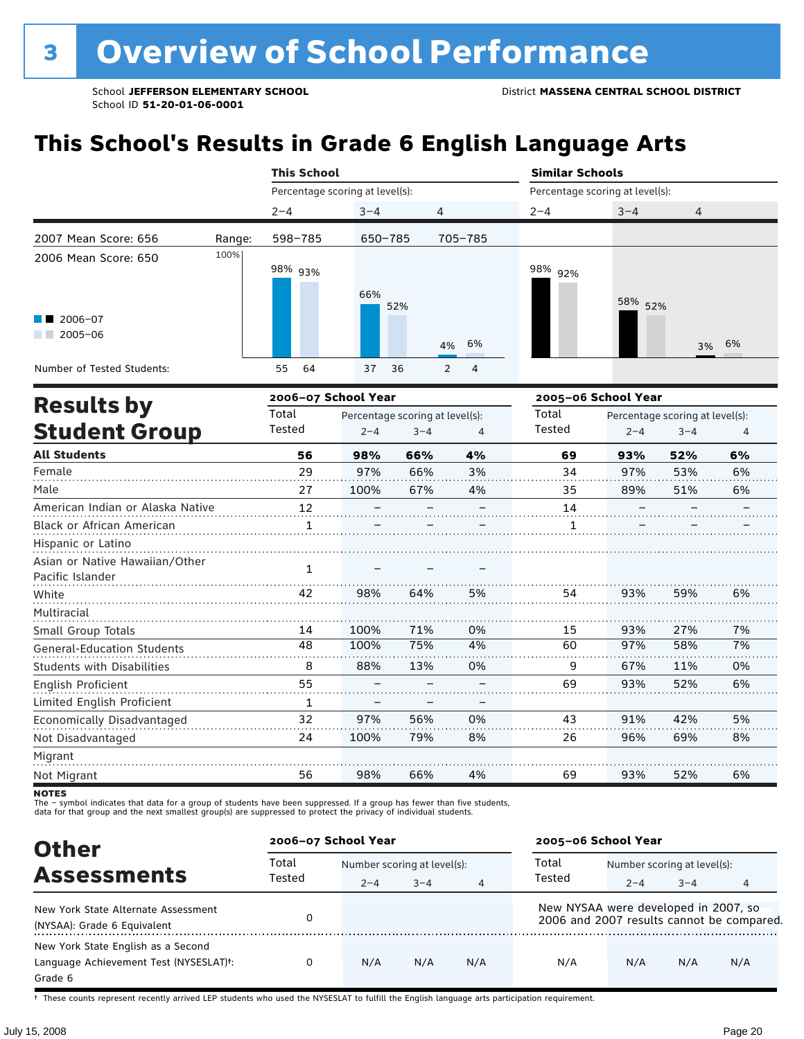# 3 Overview of School Performance

School **JEFFERSON ELEMENTARY SCHOOL**
School ID **51-20-01-06-0001**

District **MASSENA CENTRAL SCHOOL DISTRICT**

## This School's Results in Grade 6 English Language Arts

| | | This School | | | Similar Schools | | |
|---|---|---|---|---|---|---|---|
| | | Percentage scoring at level(s): | | | Percentage scoring at level(s): | | |
| | | 2–4 | 3–4 | 4 | 2–4 | 3–4 | 4 |
| 2007 Mean Score: 656 | Range: | 598–785 | 650–785 | 705–785 | | | |
| 2006 Mean Score: 650 | | | | | | | |
| 2006–07 | | 98% | 66% | 4% | 98% | 58% | 3% |
| 2005–06 | | 93% | 52% | 6% | 92% | 52% | 6% |
| Number of Tested Students: | | 55 64 | 37 36 | 2 4 | | | |

## Results by Student Group

| | 2006–07 School Year | | | | 2005–06 School Year | | | |
|---|---|---|---|---|---|---|---|---|
| | Total Tested | Percentage scoring at level(s): 2–4 | 3–4 | 4 | Total Tested | Percentage scoring at level(s): 2–4 | 3–4 | 4 |
| **All Students** | **56** | **98%** | **66%** | **4%** | **69** | **93%** | **52%** | **6%** |
| Female | 29 | 97% | 66% | 3% | 34 | 97% | 53% | 6% |
| Male | 27 | 100% | 67% | 4% | 35 | 89% | 51% | 6% |
| American Indian or Alaska Native | 12 | – | – | – | 14 | – | – | – |
| Black or African American | 1 | – | – | – | 1 | – | – | – |
| Hispanic or Latino | | | | | | | | |
| Asian or Native Hawaiian/Other Pacific Islander | 1 | – | – | – | | | | |
| White | 42 | 98% | 64% | 5% | 54 | 93% | 59% | 6% |
| Multiracial | | | | | | | | |
| Small Group Totals | 14 | 100% | 71% | 0% | 15 | 93% | 27% | 7% |
| General-Education Students | 48 | 100% | 75% | 4% | 60 | 97% | 58% | 7% |
| Students with Disabilities | 8 | 88% | 13% | 0% | 9 | 67% | 11% | 0% |
| English Proficient | 55 | – | – | – | 69 | 93% | 52% | 6% |
| Limited English Proficient | 1 | – | – | – | | | | |
| Economically Disadvantaged | 32 | 97% | 56% | 0% | 43 | 91% | 42% | 5% |
| Not Disadvantaged | 24 | 100% | 79% | 8% | 26 | 96% | 69% | 8% |
| Migrant | | | | | | | | |
| Not Migrant | 56 | 98% | 66% | 4% | 69 | 93% | 52% | 6% |

**NOTES**
The – symbol indicates that data for a group of students have been suppressed. If a group has fewer than five students, data for that group and the next smallest group(s) are suppressed to protect the privacy of individual students.

## Other Assessments

| | 2006–07 School Year | | | | 2005–06 School Year | | | |
|---|---|---|---|---|---|---|---|---|
| | Total Tested | Number scoring at level(s): 2–4 | 3–4 | 4 | Total Tested | Number scoring at level(s): 2–4 | 3–4 | 4 |
| New York State Alternate Assessment (NYSAA): Grade 6 Equivalent | 0 | | | | New NYSAA were developed in 2007, so 2006 and 2007 results cannot be compared. | | | |
| New York State English as a Second Language Achievement Test (NYSESLAT)†: Grade 6 | 0 | N/A | N/A | N/A | N/A | N/A | N/A | N/A |

† These counts represent recently arrived LEP students who used the NYSESLAT to fulfill the English language arts participation requirement.

July 15, 2008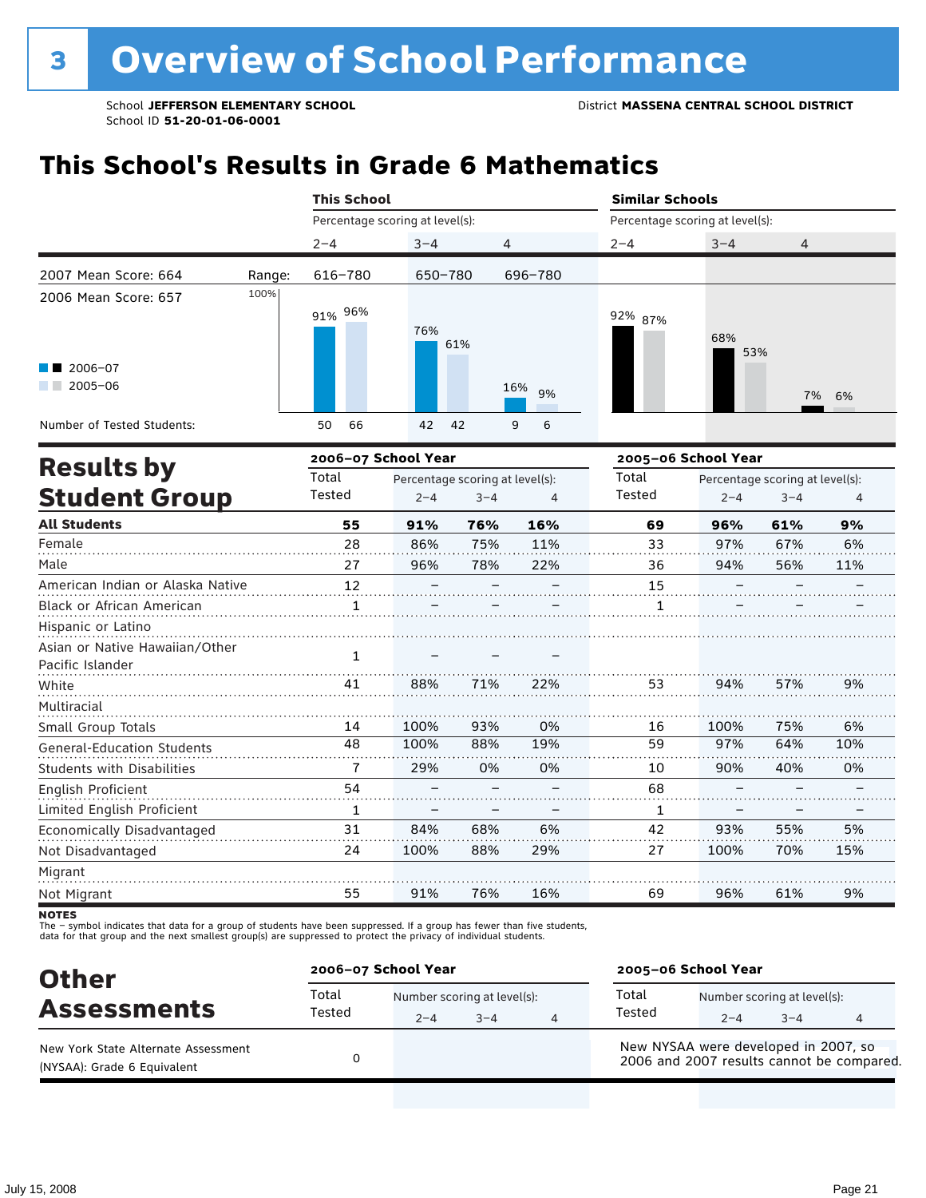# 3 Overview of School Performance

School **JEFFERSON ELEMENTARY SCHOOL**
School ID **51-20-01-06-0001**

District **MASSENA CENTRAL SCHOOL DISTRICT**

## This School's Results in Grade 6 Mathematics

This School
Percentage scoring at level(s):
2–4 3–4 4

Similar Schools
Percentage scoring at level(s):
2–4 3–4 4

2007 Mean Score: 664 Range: 616–780 650–780 696–780

2006 Mean Score: 657

100%

2006–07
2005–06

91% 96% 76% 61% 16% 9%

92% 87% 68% 53% 7% 6%

Number of Tested Students: 50 66 42 42 9 6

## Results by Student Group

| | 2006–07 School Year | | | | 2005–06 School Year | | | |
|---|---|---|---|---|---|---|---|---|
| | Total Tested | Percentage scoring at level(s): 2–4 | 3–4 | 4 | Total Tested | Percentage scoring at level(s): 2–4 | 3–4 | 4 |
| **All Students** | **55** | **91%** | **76%** | **16%** | **69** | **96%** | **61%** | **9%** |
| Female | 28 | 86% | 75% | 11% | 33 | 97% | 67% | 6% |
| Male | 27 | 96% | 78% | 22% | 36 | 94% | 56% | 11% |
| American Indian or Alaska Native | 12 | – | – | – | 15 | – | – | – |
| Black or African American | 1 | – | – | – | 1 | – | – | – |
| Hispanic or Latino | | | | | | | | |
| Asian or Native Hawaiian/Other Pacific Islander | 1 | – | – | – | | | | |
| White | 41 | 88% | 71% | 22% | 53 | 94% | 57% | 9% |
| Multiracial | | | | | | | | |
| Small Group Totals | 14 | 100% | 93% | 0% | 16 | 100% | 75% | 6% |
| General-Education Students | 48 | 100% | 88% | 19% | 59 | 97% | 64% | 10% |
| Students with Disabilities | 7 | 29% | 0% | 0% | 10 | 90% | 40% | 0% |
| English Proficient | 54 | – | – | – | 68 | – | – | – |
| Limited English Proficient | 1 | – | – | – | 1 | – | – | – |
| Economically Disadvantaged | 31 | 84% | 68% | 6% | 42 | 93% | 55% | 5% |
| Not Disadvantaged | 24 | 100% | 88% | 29% | 27 | 100% | 70% | 15% |
| Migrant | | | | | | | | |
| Not Migrant | 55 | 91% | 76% | 16% | 69 | 96% | 61% | 9% |

**NOTES**
The – symbol indicates that data for a group of students have been suppressed. If a group has fewer than five students, data for that group and the next smallest group(s) are suppressed to protect the privacy of individual students.

## Other Assessments

| | 2006–07 School Year | | | | 2005–06 School Year | | | |
|---|---|---|---|---|---|---|---|---|
| | Total Tested | Number scoring at level(s): 2–4 | 3–4 | 4 | Total Tested | Number scoring at level(s): 2–4 | 3–4 | 4 |
| New York State Alternate Assessment (NYSAA): Grade 6 Equivalent | 0 | | | | New NYSAA were developed in 2007, so 2006 and 2007 results cannot be compared. | | | |

July 15, 2008